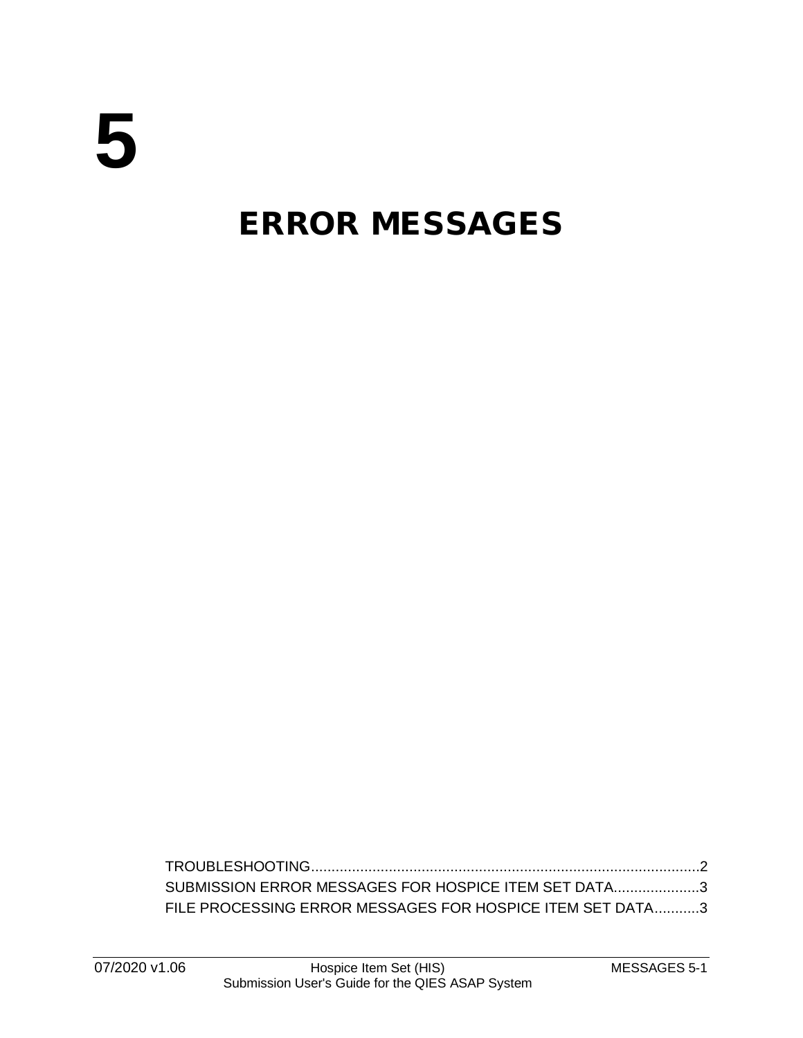# 5

# ERROR MESSAGES

TROUBLESHOOTING...............................................................................................2

SUBMISSION ERROR MESSAGES FOR HOSPICE ITEM SET DATA.....................3

FILE PROCESSING ERROR MESSAGES FOR HOSPICE ITEM SET DATA...........3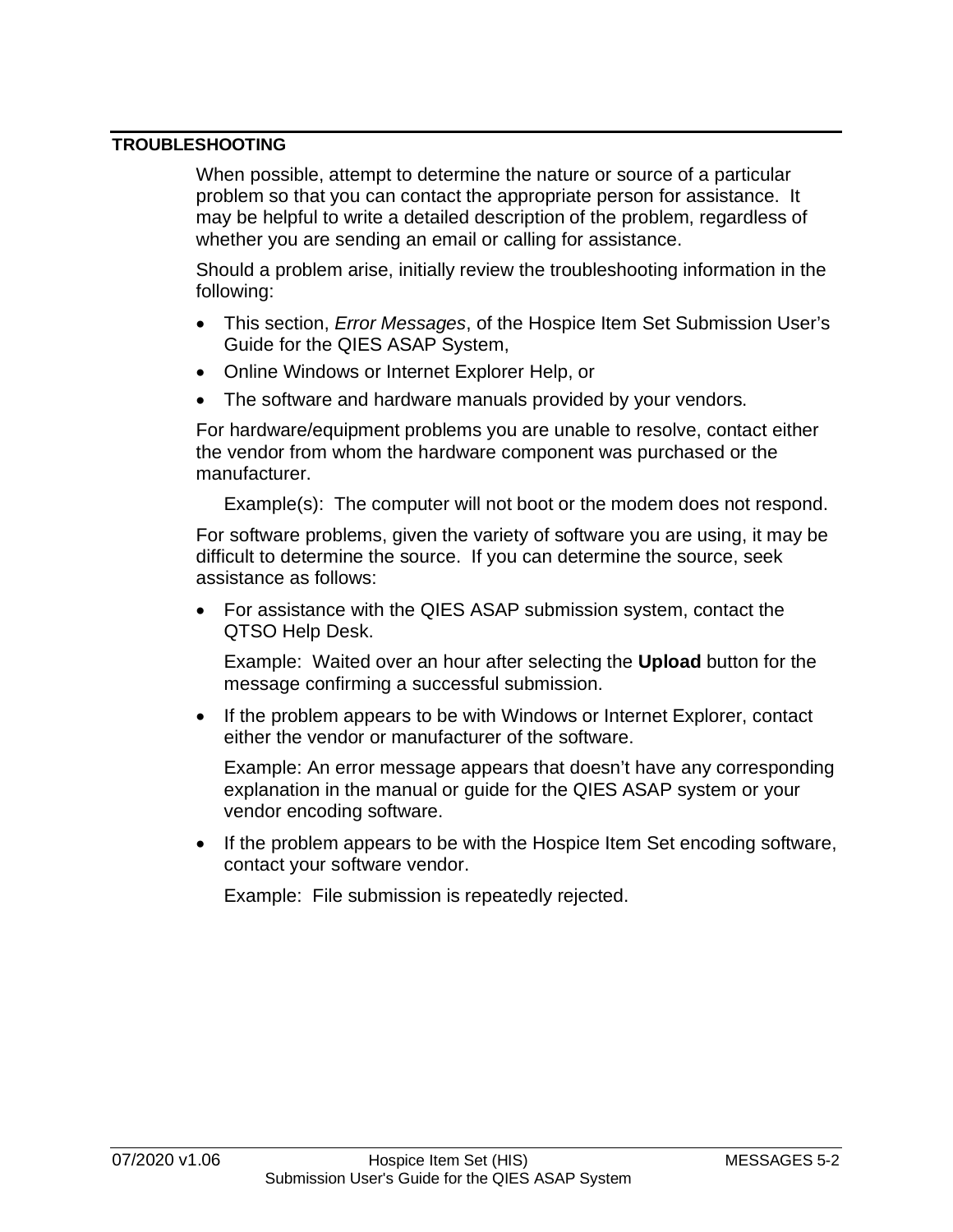## TROUBLESHOOTING

When possible, attempt to determine the nature or source of a particular problem so that you can contact the appropriate person for assistance. It may be helpful to write a detailed description of the problem, regardless of whether you are sending an email or calling for assistance.

Should a problem arise, initially review the troubleshooting information in the following:

- This section, *Error Messages*, of the Hospice Item Set Submission User's Guide for the QIES ASAP System,
- Online Windows or Internet Explorer Help, or
- The software and hardware manuals provided by your vendors.

For hardware/equipment problems you are unable to resolve, contact either the vendor from whom the hardware component was purchased or the manufacturer.

Example(s): The computer will not boot or the modem does not respond.

For software problems, given the variety of software you are using, it may be difficult to determine the source. If you can determine the source, seek assistance as follows:

- For assistance with the QIES ASAP submission system, contact the QTSO Help Desk.

  Example: Waited over an hour after selecting the **Upload** button for the message confirming a successful submission.

- If the problem appears to be with Windows or Internet Explorer, contact either the vendor or manufacturer of the software.

  Example: An error message appears that doesn't have any corresponding explanation in the manual or guide for the QIES ASAP system or your vendor encoding software.

- If the problem appears to be with the Hospice Item Set encoding software, contact your software vendor.

  Example: File submission is repeatedly rejected.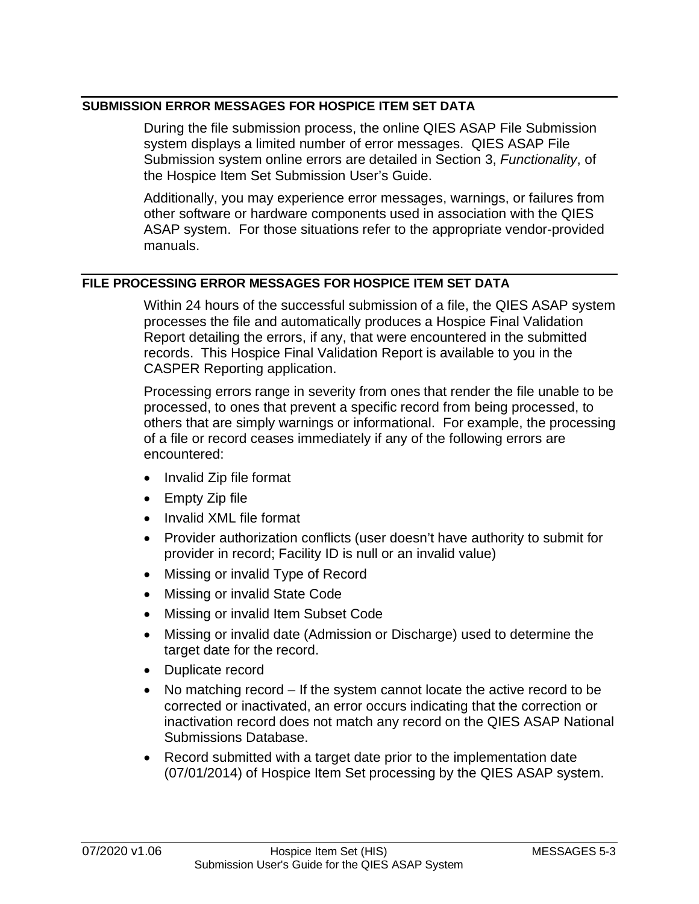## SUBMISSION ERROR MESSAGES FOR HOSPICE ITEM SET DATA

During the file submission process, the online QIES ASAP File Submission system displays a limited number of error messages. QIES ASAP File Submission system online errors are detailed in Section 3, *Functionality*, of the Hospice Item Set Submission User's Guide.

Additionally, you may experience error messages, warnings, or failures from other software or hardware components used in association with the QIES ASAP system. For those situations refer to the appropriate vendor-provided manuals.

## FILE PROCESSING ERROR MESSAGES FOR HOSPICE ITEM SET DATA

Within 24 hours of the successful submission of a file, the QIES ASAP system processes the file and automatically produces a Hospice Final Validation Report detailing the errors, if any, that were encountered in the submitted records. This Hospice Final Validation Report is available to you in the CASPER Reporting application.

Processing errors range in severity from ones that render the file unable to be processed, to ones that prevent a specific record from being processed, to others that are simply warnings or informational. For example, the processing of a file or record ceases immediately if any of the following errors are encountered:

- Invalid Zip file format
- Empty Zip file
- Invalid XML file format
- Provider authorization conflicts (user doesn't have authority to submit for provider in record; Facility ID is null or an invalid value)
- Missing or invalid Type of Record
- Missing or invalid State Code
- Missing or invalid Item Subset Code
- Missing or invalid date (Admission or Discharge) used to determine the target date for the record.
- Duplicate record
- No matching record – If the system cannot locate the active record to be corrected or inactivated, an error occurs indicating that the correction or inactivation record does not match any record on the QIES ASAP National Submissions Database.
- Record submitted with a target date prior to the implementation date (07/01/2014) of Hospice Item Set processing by the QIES ASAP system.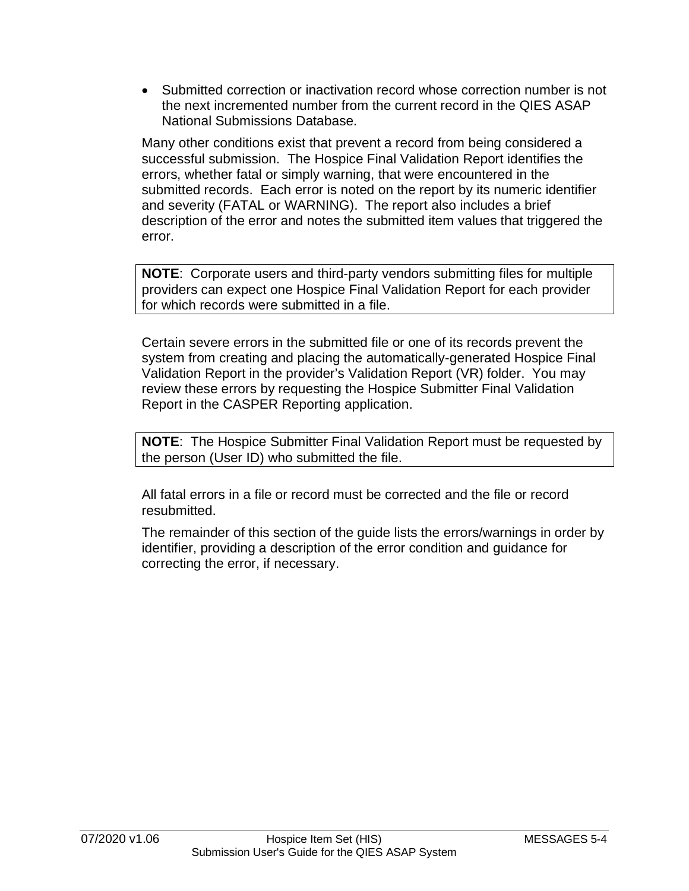- Submitted correction or inactivation record whose correction number is not the next incremented number from the current record in the QIES ASAP National Submissions Database.

Many other conditions exist that prevent a record from being considered a successful submission. The Hospice Final Validation Report identifies the errors, whether fatal or simply warning, that were encountered in the submitted records. Each error is noted on the report by its numeric identifier and severity (FATAL or WARNING). The report also includes a brief description of the error and notes the submitted item values that triggered the error.

> **NOTE**: Corporate users and third-party vendors submitting files for multiple providers can expect one Hospice Final Validation Report for each provider for which records were submitted in a file.

Certain severe errors in the submitted file or one of its records prevent the system from creating and placing the automatically-generated Hospice Final Validation Report in the provider's Validation Report (VR) folder. You may review these errors by requesting the Hospice Submitter Final Validation Report in the CASPER Reporting application.

> **NOTE**: The Hospice Submitter Final Validation Report must be requested by the person (User ID) who submitted the file.

All fatal errors in a file or record must be corrected and the file or record resubmitted.

The remainder of this section of the guide lists the errors/warnings in order by identifier, providing a description of the error condition and guidance for correcting the error, if necessary.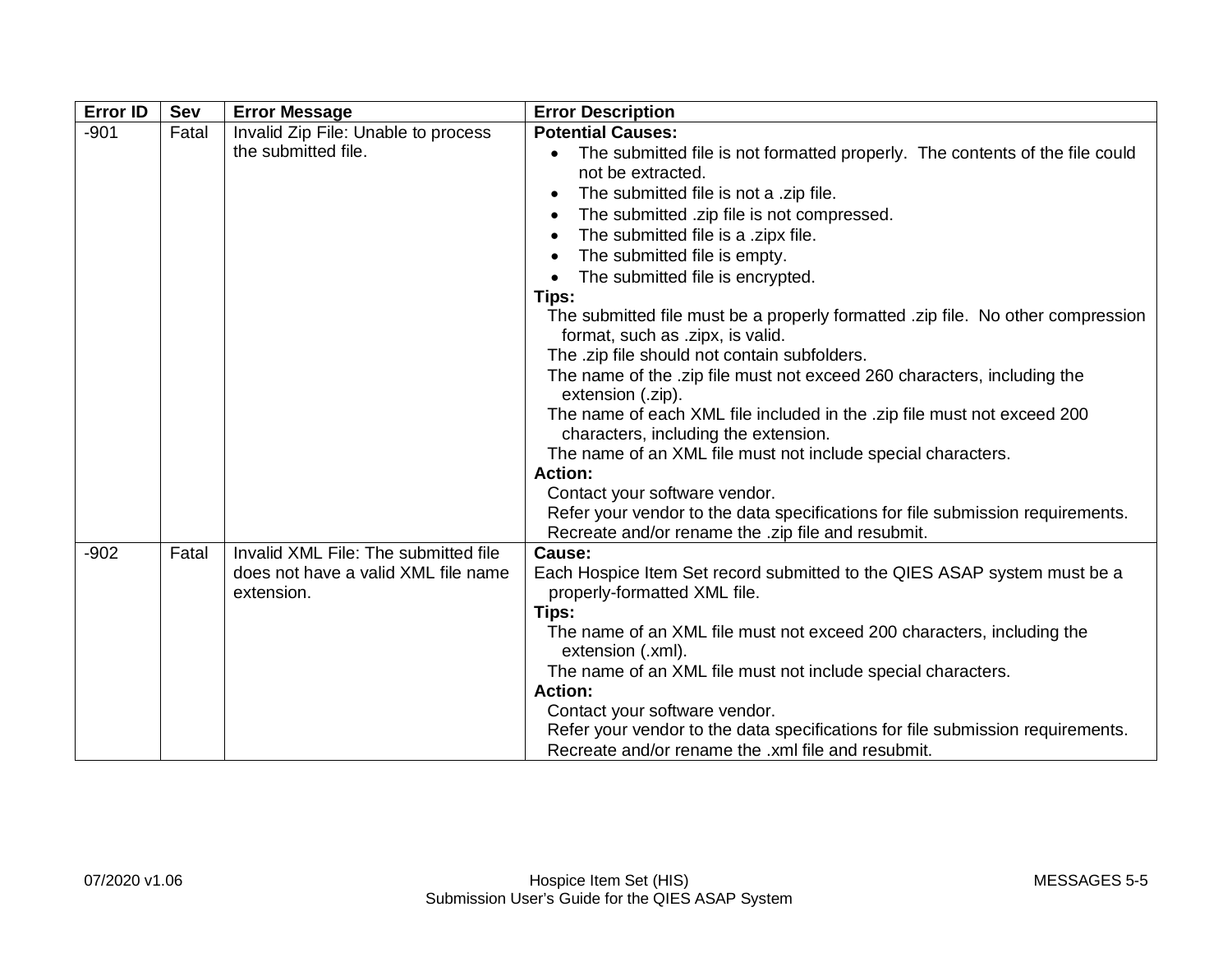| Error ID | Sev | Error Message | Error Description |
| --- | --- | --- | --- |
| -901 | Fatal | Invalid Zip File: Unable to process the submitted file. | **Potential Causes:**<br>• The submitted file is not formatted properly. The contents of the file could not be extracted.<br>• The submitted file is not a .zip file.<br>• The submitted .zip file is not compressed.<br>• The submitted file is a .zipx file.<br>• The submitted file is empty.<br>• The submitted file is encrypted.<br>**Tips:**<br>The submitted file must be a properly formatted .zip file. No other compression format, such as .zipx, is valid.<br>The .zip file should not contain subfolders.<br>The name of the .zip file must not exceed 260 characters, including the extension (.zip).<br>The name of each XML file included in the .zip file must not exceed 200 characters, including the extension.<br>The name of an XML file must not include special characters.<br>**Action:**<br>Contact your software vendor.<br>Refer your vendor to the data specifications for file submission requirements.<br>Recreate and/or rename the .zip file and resubmit. |
| -902 | Fatal | Invalid XML File: The submitted file does not have a valid XML file name extension. | **Cause:**<br>Each Hospice Item Set record submitted to the QIES ASAP system must be a properly-formatted XML file.<br>**Tips:**<br>The name of an XML file must not exceed 200 characters, including the extension (.xml).<br>The name of an XML file must not include special characters.<br>**Action:**<br>Contact your software vendor.<br>Refer your vendor to the data specifications for file submission requirements.<br>Recreate and/or rename the .xml file and resubmit. |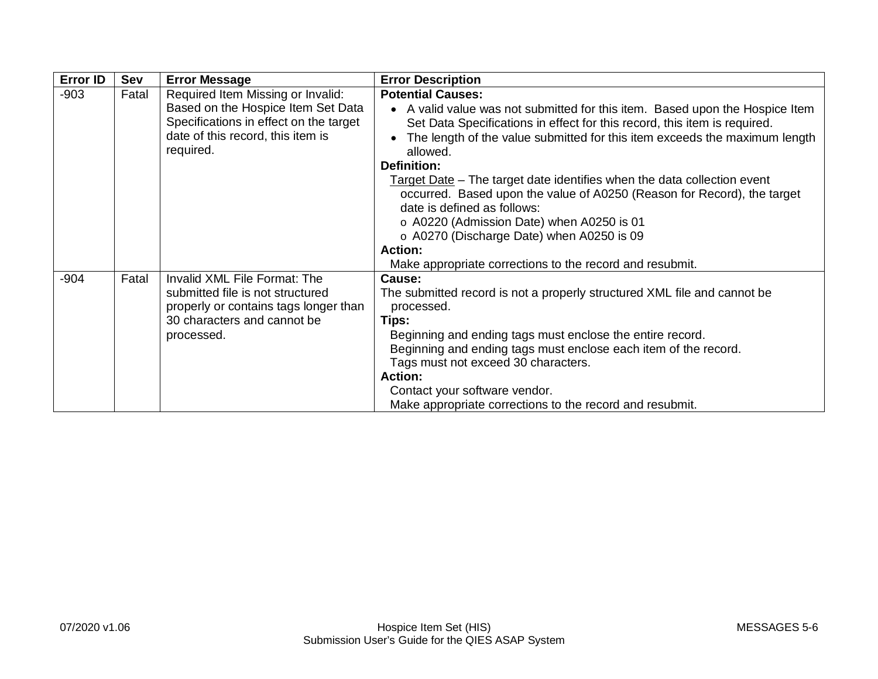| Error ID | Sev | Error Message | Error Description |
|---|---|---|---|
| -903 | Fatal | Required Item Missing or Invalid: Based on the Hospice Item Set Data Specifications in effect on the target date of this record, this item is required. | **Potential Causes:**<br>• A valid value was not submitted for this item. Based upon the Hospice Item Set Data Specifications in effect for this record, this item is required.<br>• The length of the value submitted for this item exceeds the maximum length allowed.<br>**Definition:**<br>Target Date – The target date identifies when the data collection event occurred. Based upon the value of A0250 (Reason for Record), the target date is defined as follows:<br>o A0220 (Admission Date) when A0250 is 01<br>o A0270 (Discharge Date) when A0250 is 09<br>**Action:**<br>Make appropriate corrections to the record and resubmit. |
| -904 | Fatal | Invalid XML File Format: The submitted file is not structured properly or contains tags longer than 30 characters and cannot be processed. | **Cause:**<br>The submitted record is not a properly structured XML file and cannot be processed.<br>**Tips:**<br>Beginning and ending tags must enclose the entire record.<br>Beginning and ending tags must enclose each item of the record.<br>Tags must not exceed 30 characters.<br>**Action:**<br>Contact your software vendor.<br>Make appropriate corrections to the record and resubmit. |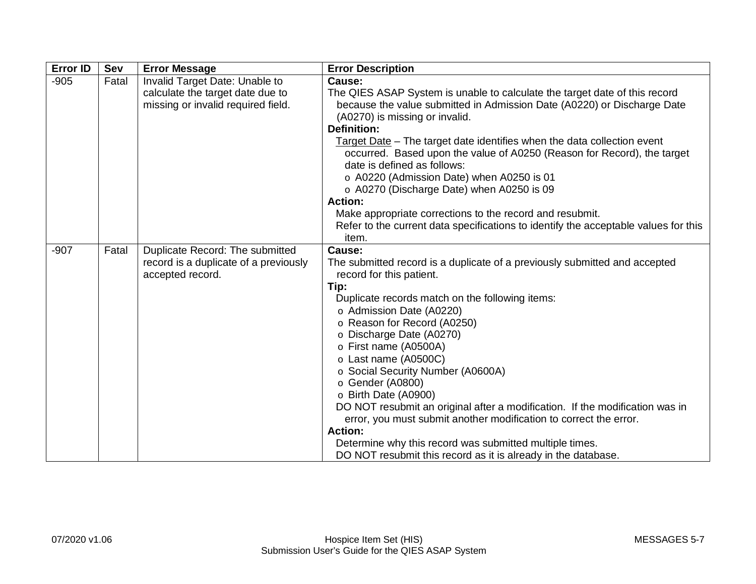| Error ID | Sev | Error Message | Error Description |
|---|---|---|---|
| -905 | Fatal | Invalid Target Date: Unable to calculate the target date due to missing or invalid required field. | **Cause:**<br>The QIES ASAP System is unable to calculate the target date of this record because the value submitted in Admission Date (A0220) or Discharge Date (A0270) is missing or invalid.<br>**Definition:**<br>Target Date – The target date identifies when the data collection event occurred. Based upon the value of A0250 (Reason for Record), the target date is defined as follows:<br>o A0220 (Admission Date) when A0250 is 01<br>o A0270 (Discharge Date) when A0250 is 09<br>**Action:**<br>Make appropriate corrections to the record and resubmit.<br>Refer to the current data specifications to identify the acceptable values for this item. |
| -907 | Fatal | Duplicate Record: The submitted record is a duplicate of a previously accepted record. | **Cause:**<br>The submitted record is a duplicate of a previously submitted and accepted record for this patient.<br>**Tip:**<br>Duplicate records match on the following items:<br>o Admission Date (A0220)<br>o Reason for Record (A0250)<br>o Discharge Date (A0270)<br>o First name (A0500A)<br>o Last name (A0500C)<br>o Social Security Number (A0600A)<br>o Gender (A0800)<br>o Birth Date (A0900)<br>DO NOT resubmit an original after a modification. If the modification was in error, you must submit another modification to correct the error.<br>**Action:**<br>Determine why this record was submitted multiple times.<br>DO NOT resubmit this record as it is already in the database. |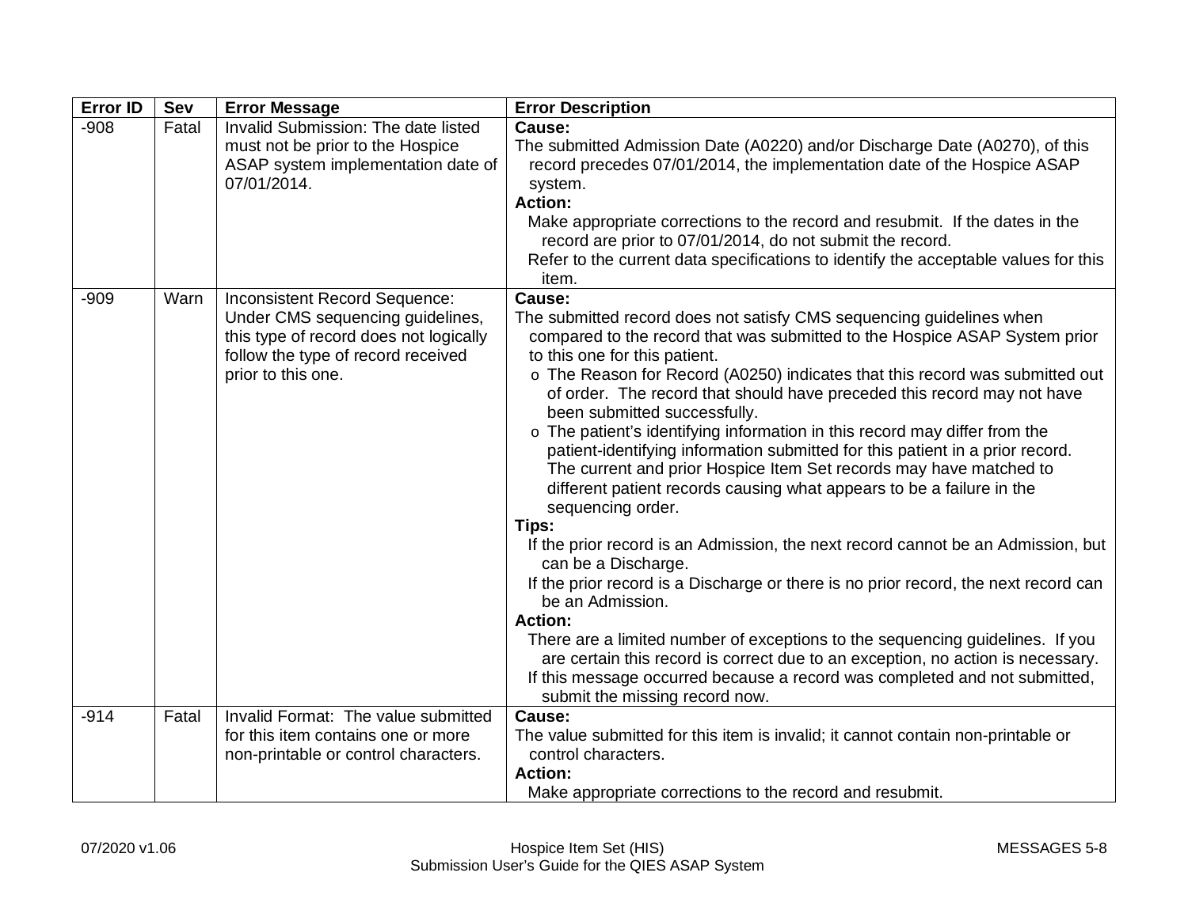| Error ID | Sev | Error Message | Error Description |
| --- | --- | --- | --- |
| -908 | Fatal | Invalid Submission: The date listed must not be prior to the Hospice ASAP system implementation date of 07/01/2014. | **Cause:**<br>The submitted Admission Date (A0220) and/or Discharge Date (A0270), of this record precedes 07/01/2014, the implementation date of the Hospice ASAP system.<br>**Action:**<br>Make appropriate corrections to the record and resubmit. If the dates in the record are prior to 07/01/2014, do not submit the record.<br>Refer to the current data specifications to identify the acceptable values for this item. |
| -909 | Warn | Inconsistent Record Sequence: Under CMS sequencing guidelines, this type of record does not logically follow the type of record received prior to this one. | **Cause:**<br>The submitted record does not satisfy CMS sequencing guidelines when compared to the record that was submitted to the Hospice ASAP System prior to this one for this patient.<br>o The Reason for Record (A0250) indicates that this record was submitted out of order. The record that should have preceded this record may not have been submitted successfully.<br>o The patient's identifying information in this record may differ from the patient-identifying information submitted for this patient in a prior record. The current and prior Hospice Item Set records may have matched to different patient records causing what appears to be a failure in the sequencing order.<br>**Tips:**<br>If the prior record is an Admission, the next record cannot be an Admission, but can be a Discharge.<br>If the prior record is a Discharge or there is no prior record, the next record can be an Admission.<br>**Action:**<br>There are a limited number of exceptions to the sequencing guidelines. If you are certain this record is correct due to an exception, no action is necessary.<br>If this message occurred because a record was completed and not submitted, submit the missing record now. |
| -914 | Fatal | Invalid Format: The value submitted for this item contains one or more non-printable or control characters. | **Cause:**<br>The value submitted for this item is invalid; it cannot contain non-printable or control characters.<br>**Action:**<br>Make appropriate corrections to the record and resubmit. |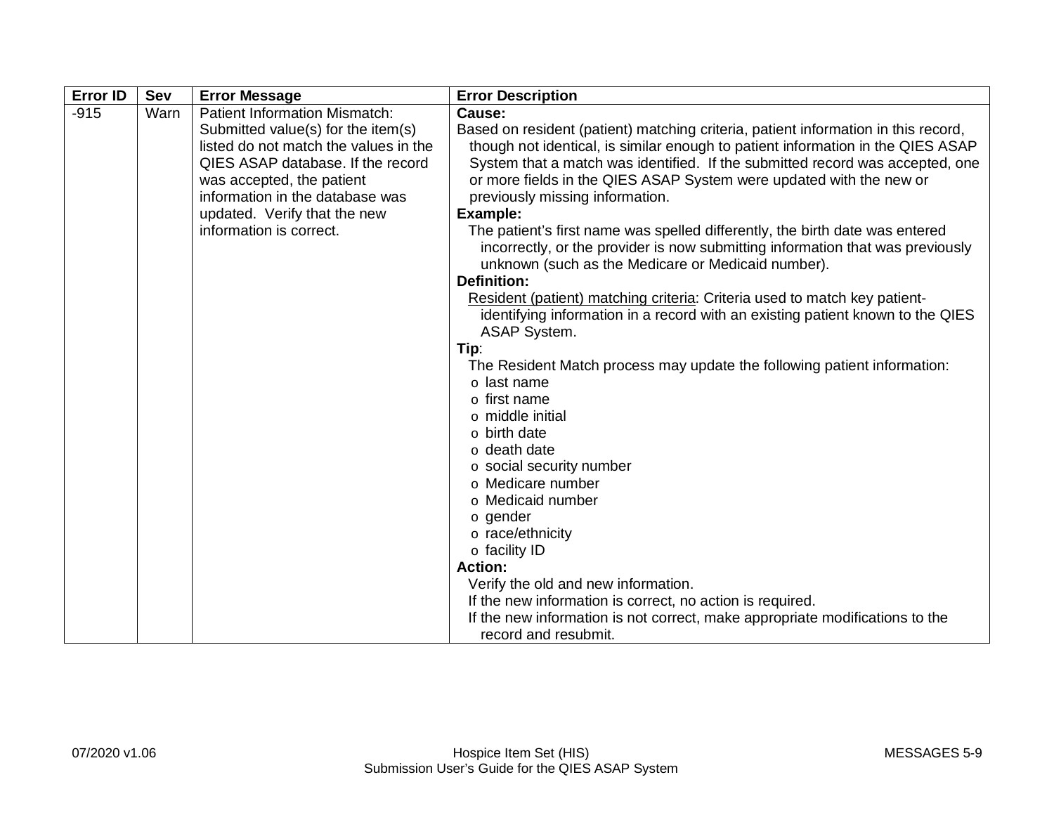| Error ID | Sev | Error Message | Error Description |
|---|---|---|---|
| -915 | Warn | Patient Information Mismatch: Submitted value(s) for the item(s) listed do not match the values in the QIES ASAP database. If the record was accepted, the patient information in the database was updated. Verify that the new information is correct. | **Cause:**<br>Based on resident (patient) matching criteria, patient information in this record, though not identical, is similar enough to patient information in the QIES ASAP System that a match was identified. If the submitted record was accepted, one or more fields in the QIES ASAP System were updated with the new or previously missing information.<br>**Example:**<br>The patient's first name was spelled differently, the birth date was entered incorrectly, or the provider is now submitting information that was previously unknown (such as the Medicare or Medicaid number).<br>**Definition:**<br>Resident (patient) matching criteria: Criteria used to match key patient-identifying information in a record with an existing patient known to the QIES ASAP System.<br>**Tip**:<br>The Resident Match process may update the following patient information:<br>o last name<br>o first name<br>o middle initial<br>o birth date<br>o death date<br>o social security number<br>o Medicare number<br>o Medicaid number<br>o gender<br>o race/ethnicity<br>o facility ID<br>**Action:**<br>Verify the old and new information.<br>If the new information is correct, no action is required.<br>If the new information is not correct, make appropriate modifications to the record and resubmit. |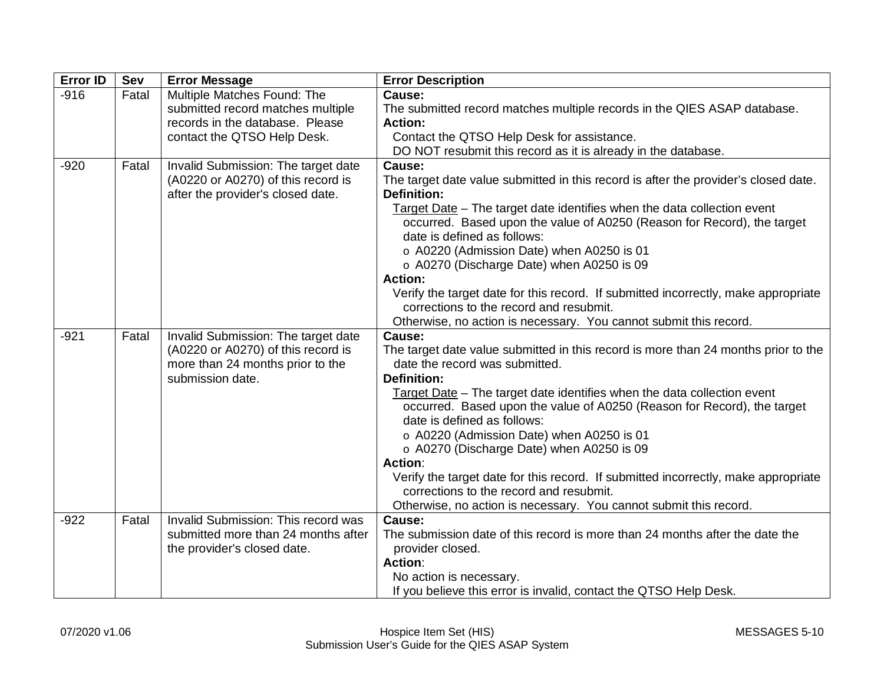| Error ID | Sev | Error Message | Error Description |
|---|---|---|---|
| -916 | Fatal | Multiple Matches Found: The submitted record matches multiple records in the database. Please contact the QTSO Help Desk. | **Cause:**<br>The submitted record matches multiple records in the QIES ASAP database.<br>**Action:**<br>Contact the QTSO Help Desk for assistance.<br>DO NOT resubmit this record as it is already in the database. |
| -920 | Fatal | Invalid Submission: The target date (A0220 or A0270) of this record is after the provider's closed date. | **Cause:**<br>The target date value submitted in this record is after the provider's closed date.<br>**Definition:**<br>Target Date – The target date identifies when the data collection event occurred. Based upon the value of A0250 (Reason for Record), the target date is defined as follows:<br>o A0220 (Admission Date) when A0250 is 01<br>o A0270 (Discharge Date) when A0250 is 09<br>**Action:**<br>Verify the target date for this record. If submitted incorrectly, make appropriate corrections to the record and resubmit.<br>Otherwise, no action is necessary. You cannot submit this record. |
| -921 | Fatal | Invalid Submission: The target date (A0220 or A0270) of this record is more than 24 months prior to the submission date. | **Cause:**<br>The target date value submitted in this record is more than 24 months prior to the date the record was submitted.<br>**Definition:**<br>Target Date – The target date identifies when the data collection event occurred. Based upon the value of A0250 (Reason for Record), the target date is defined as follows:<br>o A0220 (Admission Date) when A0250 is 01<br>o A0270 (Discharge Date) when A0250 is 09<br>**Action**:<br>Verify the target date for this record. If submitted incorrectly, make appropriate corrections to the record and resubmit.<br>Otherwise, no action is necessary. You cannot submit this record. |
| -922 | Fatal | Invalid Submission: This record was submitted more than 24 months after the provider's closed date. | **Cause:**<br>The submission date of this record is more than 24 months after the date the provider closed.<br>**Action**:<br>No action is necessary.<br>If you believe this error is invalid, contact the QTSO Help Desk. |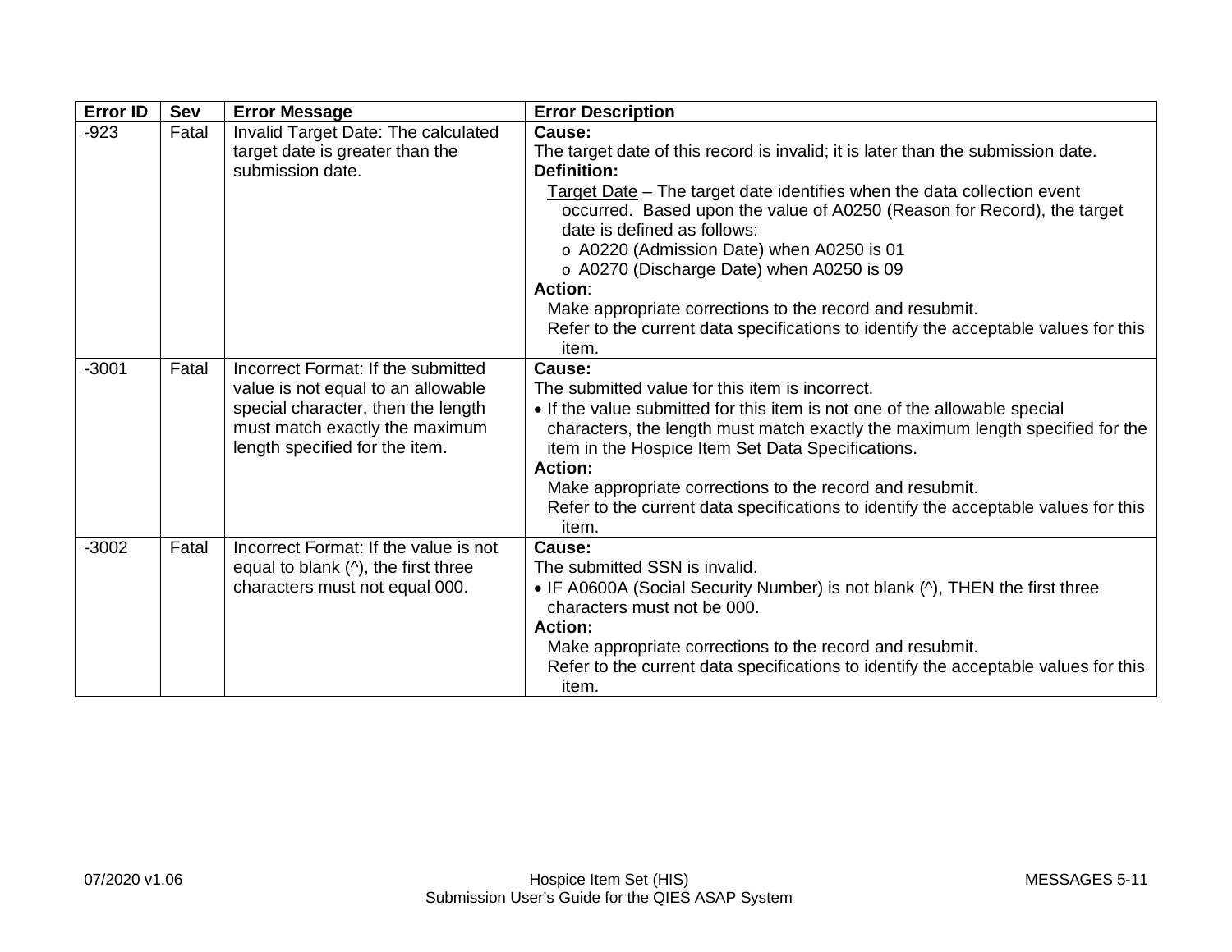| Error ID | Sev | Error Message | Error Description |
|---|---|---|---|
| -923 | Fatal | Invalid Target Date: The calculated target date is greater than the submission date. | **Cause:**<br>The target date of this record is invalid; it is later than the submission date.<br>**Definition:**<br>Target Date – The target date identifies when the data collection event occurred. Based upon the value of A0250 (Reason for Record), the target date is defined as follows:<br>o A0220 (Admission Date) when A0250 is 01<br>o A0270 (Discharge Date) when A0250 is 09<br>**Action**:<br>Make appropriate corrections to the record and resubmit.<br>Refer to the current data specifications to identify the acceptable values for this item. |
| -3001 | Fatal | Incorrect Format: If the submitted value is not equal to an allowable special character, then the length must match exactly the maximum length specified for the item. | **Cause:**<br>The submitted value for this item is incorrect.<br>• If the value submitted for this item is not one of the allowable special characters, the length must match exactly the maximum length specified for the item in the Hospice Item Set Data Specifications.<br>**Action:**<br>Make appropriate corrections to the record and resubmit.<br>Refer to the current data specifications to identify the acceptable values for this item. |
| -3002 | Fatal | Incorrect Format: If the value is not equal to blank (^), the first three characters must not equal 000. | **Cause:**<br>The submitted SSN is invalid.<br>• IF A0600A (Social Security Number) is not blank (^), THEN the first three characters must not be 000.<br>**Action:**<br>Make appropriate corrections to the record and resubmit.<br>Refer to the current data specifications to identify the acceptable values for this item. |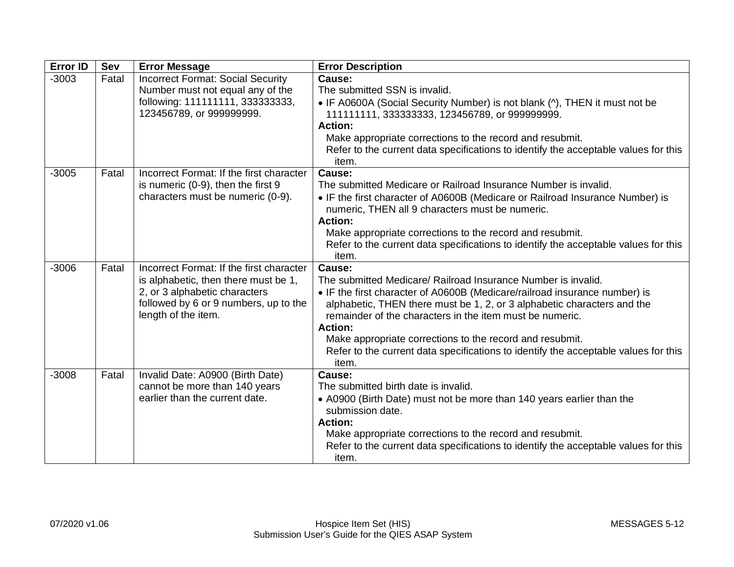| Error ID | Sev | Error Message | Error Description |
|---|---|---|---|
| -3003 | Fatal | Incorrect Format: Social Security Number must not equal any of the following: 111111111, 333333333, 123456789, or 999999999. | **Cause:**<br>The submitted SSN is invalid.<br>• IF A0600A (Social Security Number) is not blank (^), THEN it must not be 111111111, 333333333, 123456789, or 999999999.<br>**Action:**<br>Make appropriate corrections to the record and resubmit.<br>Refer to the current data specifications to identify the acceptable values for this item. |
| -3005 | Fatal | Incorrect Format: If the first character is numeric (0-9), then the first 9 characters must be numeric (0-9). | **Cause:**<br>The submitted Medicare or Railroad Insurance Number is invalid.<br>• IF the first character of A0600B (Medicare or Railroad Insurance Number) is numeric, THEN all 9 characters must be numeric.<br>**Action:**<br>Make appropriate corrections to the record and resubmit.<br>Refer to the current data specifications to identify the acceptable values for this item. |
| -3006 | Fatal | Incorrect Format: If the first character is alphabetic, then there must be 1, 2, or 3 alphabetic characters followed by 6 or 9 numbers, up to the length of the item. | **Cause:**<br>The submitted Medicare/ Railroad Insurance Number is invalid.<br>• IF the first character of A0600B (Medicare/railroad insurance number) is alphabetic, THEN there must be 1, 2, or 3 alphabetic characters and the remainder of the characters in the item must be numeric.<br>**Action:**<br>Make appropriate corrections to the record and resubmit.<br>Refer to the current data specifications to identify the acceptable values for this item. |
| -3008 | Fatal | Invalid Date: A0900 (Birth Date) cannot be more than 140 years earlier than the current date. | **Cause:**<br>The submitted birth date is invalid.<br>• A0900 (Birth Date) must not be more than 140 years earlier than the submission date.<br>**Action:**<br>Make appropriate corrections to the record and resubmit.<br>Refer to the current data specifications to identify the acceptable values for this item. |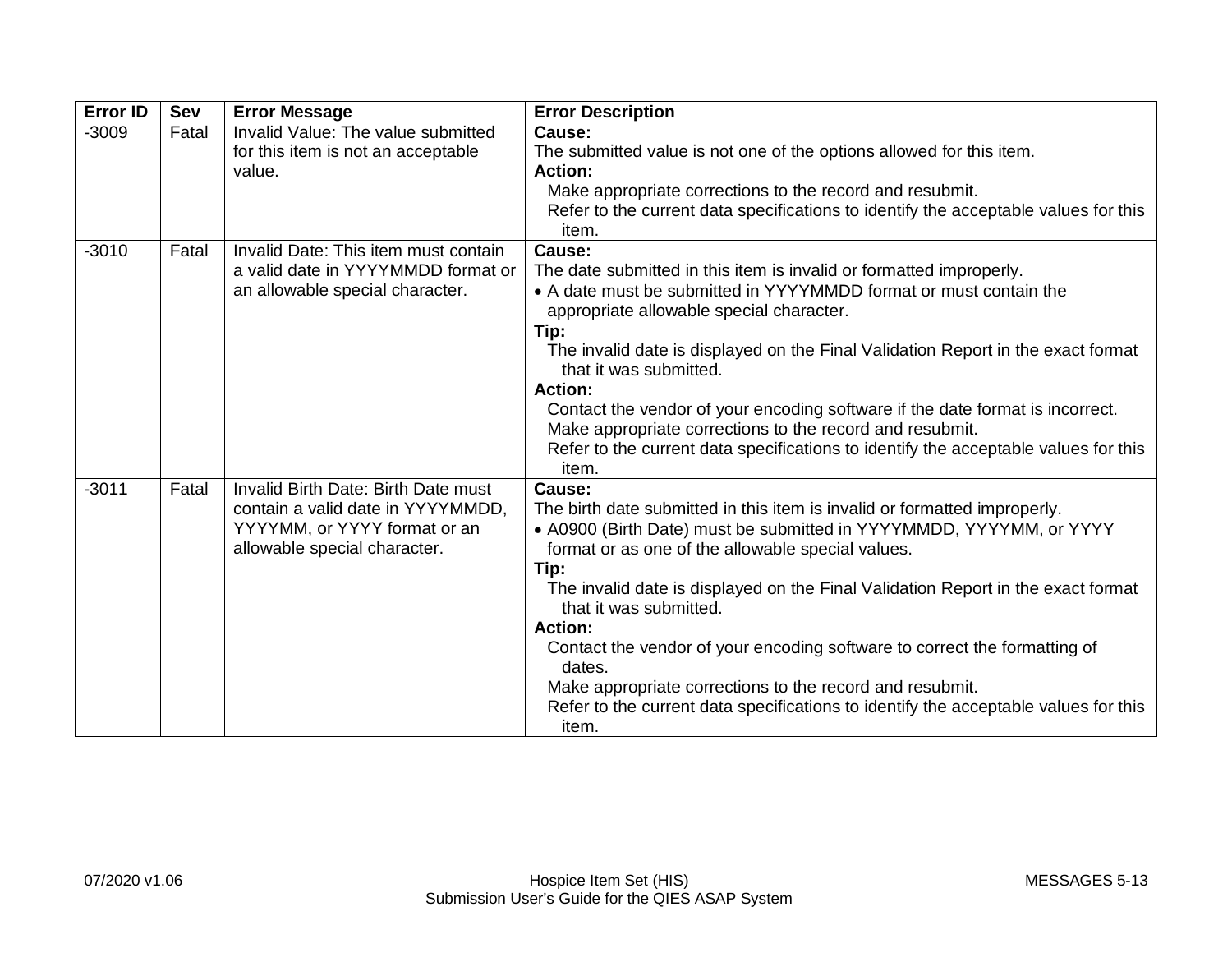| Error ID | Sev | Error Message | Error Description |
|---|---|---|---|
| -3009 | Fatal | Invalid Value: The value submitted for this item is not an acceptable value. | **Cause:**<br>The submitted value is not one of the options allowed for this item.<br>**Action:**<br>Make appropriate corrections to the record and resubmit.<br>Refer to the current data specifications to identify the acceptable values for this item. |
| -3010 | Fatal | Invalid Date: This item must contain a valid date in YYYYMMDD format or an allowable special character. | **Cause:**<br>The date submitted in this item is invalid or formatted improperly.<br>• A date must be submitted in YYYYMMDD format or must contain the appropriate allowable special character.<br>**Tip:**<br>The invalid date is displayed on the Final Validation Report in the exact format that it was submitted.<br>**Action:**<br>Contact the vendor of your encoding software if the date format is incorrect.<br>Make appropriate corrections to the record and resubmit.<br>Refer to the current data specifications to identify the acceptable values for this item. |
| -3011 | Fatal | Invalid Birth Date: Birth Date must contain a valid date in YYYYMMDD, YYYYMM, or YYYY format or an allowable special character. | **Cause:**<br>The birth date submitted in this item is invalid or formatted improperly.<br>• A0900 (Birth Date) must be submitted in YYYYMMDD, YYYYMM, or YYYY format or as one of the allowable special values.<br>**Tip:**<br>The invalid date is displayed on the Final Validation Report in the exact format that it was submitted.<br>**Action:**<br>Contact the vendor of your encoding software to correct the formatting of dates.<br>Make appropriate corrections to the record and resubmit.<br>Refer to the current data specifications to identify the acceptable values for this item. |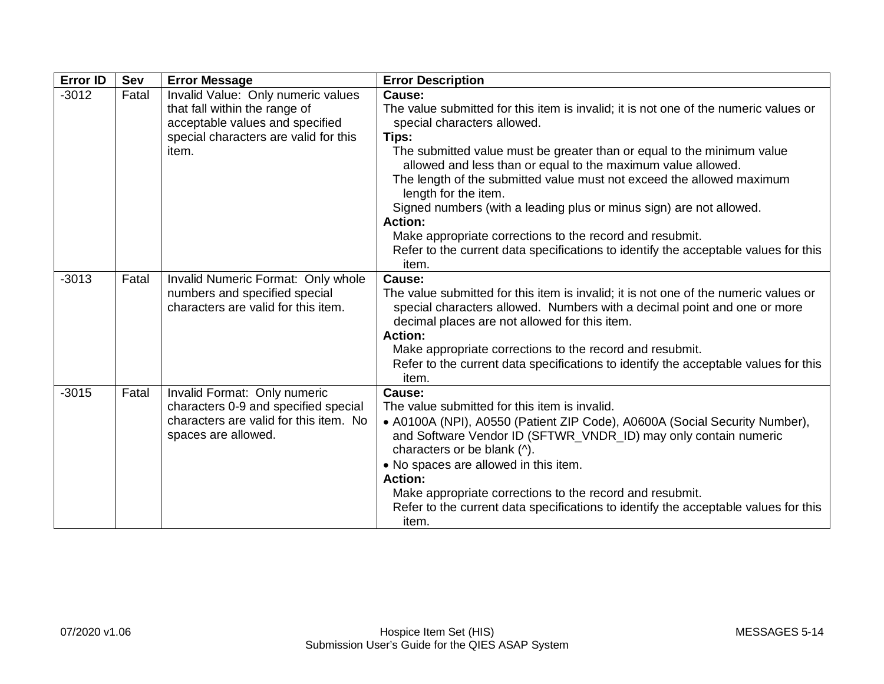| Error ID | Sev | Error Message | Error Description |
|---|---|---|---|
| -3012 | Fatal | Invalid Value: Only numeric values that fall within the range of acceptable values and specified special characters are valid for this item. | **Cause:**<br>The value submitted for this item is invalid; it is not one of the numeric values or special characters allowed.<br>**Tips:**<br>The submitted value must be greater than or equal to the minimum value allowed and less than or equal to the maximum value allowed.<br>The length of the submitted value must not exceed the allowed maximum length for the item.<br>Signed numbers (with a leading plus or minus sign) are not allowed.<br>**Action:**<br>Make appropriate corrections to the record and resubmit.<br>Refer to the current data specifications to identify the acceptable values for this item. |
| -3013 | Fatal | Invalid Numeric Format: Only whole numbers and specified special characters are valid for this item. | **Cause:**<br>The value submitted for this item is invalid; it is not one of the numeric values or special characters allowed. Numbers with a decimal point and one or more decimal places are not allowed for this item.<br>**Action:**<br>Make appropriate corrections to the record and resubmit.<br>Refer to the current data specifications to identify the acceptable values for this item. |
| -3015 | Fatal | Invalid Format: Only numeric characters 0-9 and specified special characters are valid for this item. No spaces are allowed. | **Cause:**<br>The value submitted for this item is invalid.<br>• A0100A (NPI), A0550 (Patient ZIP Code), A0600A (Social Security Number), and Software Vendor ID (SFTWR_VNDR_ID) may only contain numeric characters or be blank (^).<br>• No spaces are allowed in this item.<br>**Action:**<br>Make appropriate corrections to the record and resubmit.<br>Refer to the current data specifications to identify the acceptable values for this item. |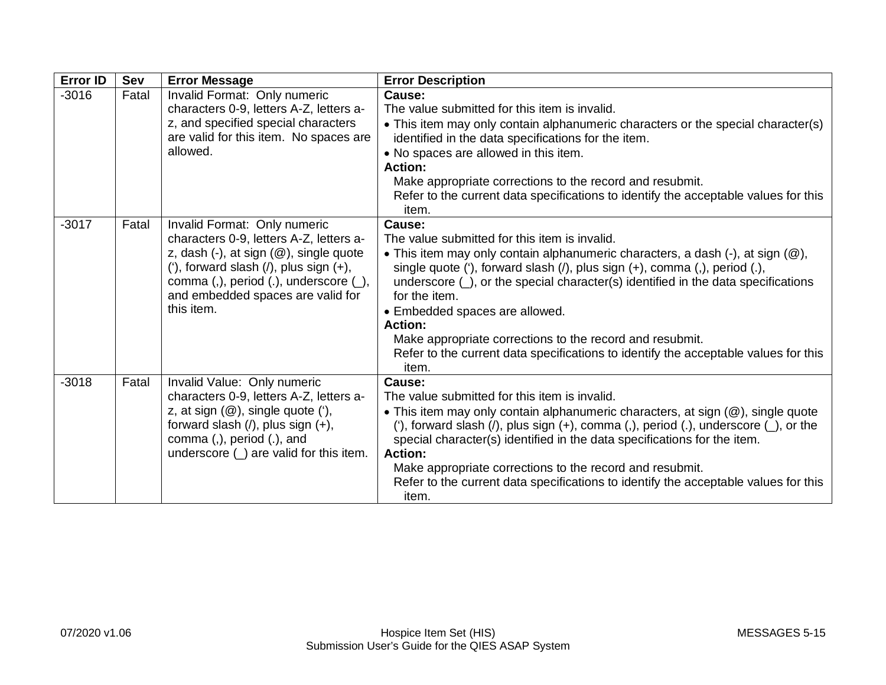| Error ID | Sev | Error Message | Error Description |
|---|---|---|---|
| -3016 | Fatal | Invalid Format: Only numeric characters 0-9, letters A-Z, letters a-z, and specified special characters are valid for this item. No spaces are allowed. | **Cause:**<br>The value submitted for this item is invalid.<br>• This item may only contain alphanumeric characters or the special character(s) identified in the data specifications for the item.<br>• No spaces are allowed in this item.<br>**Action:**<br>Make appropriate corrections to the record and resubmit.<br>Refer to the current data specifications to identify the acceptable values for this item. |
| -3017 | Fatal | Invalid Format: Only numeric characters 0-9, letters A-Z, letters a-z, dash (-), at sign (@), single quote ('), forward slash (/), plus sign (+), comma (,), period (.), underscore (_), and embedded spaces are valid for this item. | **Cause:**<br>The value submitted for this item is invalid.<br>• This item may only contain alphanumeric characters, a dash (-), at sign (@), single quote ('), forward slash (/), plus sign (+), comma (,), period (.), underscore (_), or the special character(s) identified in the data specifications for the item.<br>• Embedded spaces are allowed.<br>**Action:**<br>Make appropriate corrections to the record and resubmit.<br>Refer to the current data specifications to identify the acceptable values for this item. |
| -3018 | Fatal | Invalid Value: Only numeric characters 0-9, letters A-Z, letters a-z, at sign (@), single quote ('), forward slash (/), plus sign (+), comma (,), period (.), and underscore (_) are valid for this item. | **Cause:**<br>The value submitted for this item is invalid.<br>• This item may only contain alphanumeric characters, at sign (@), single quote ('), forward slash (/), plus sign (+), comma (,), period (.), underscore (_), or the special character(s) identified in the data specifications for the item.<br>**Action:**<br>Make appropriate corrections to the record and resubmit.<br>Refer to the current data specifications to identify the acceptable values for this item. |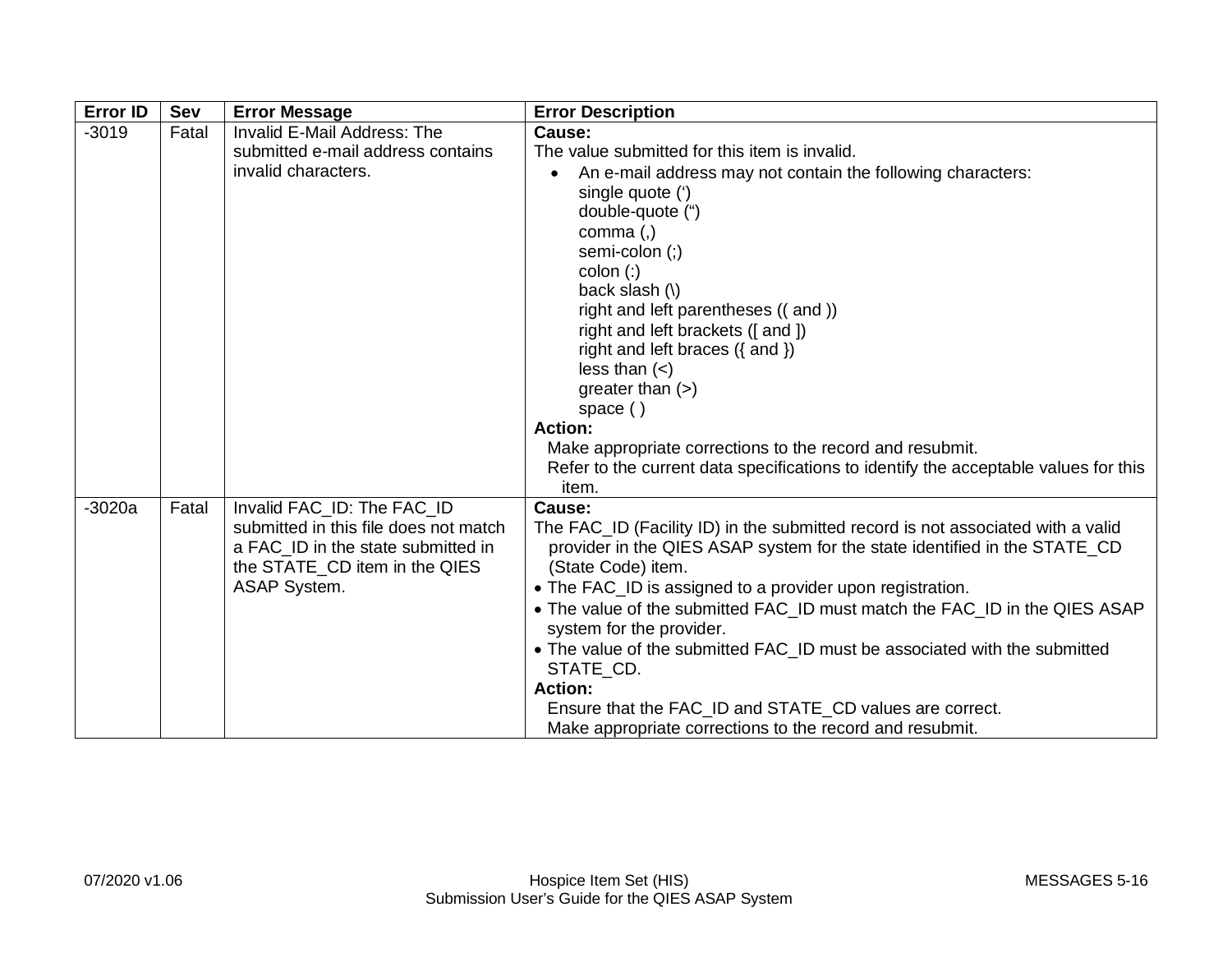| Error ID | Sev | Error Message | Error Description |
| --- | --- | --- | --- |
| -3019 | Fatal | Invalid E-Mail Address: The submitted e-mail address contains invalid characters. | **Cause:**<br>The value submitted for this item is invalid.<br>• An e-mail address may not contain the following characters:<br>single quote (‘)<br>double-quote (“)<br>comma (,)<br>semi-colon (;)<br>colon (:)<br>back slash (\)<br>right and left parentheses (( and ))<br>right and left brackets ([ and ])<br>right and left braces ({ and })<br>less than (<)<br>greater than (>)<br>space ( )<br>**Action:**<br>Make appropriate corrections to the record and resubmit.<br>Refer to the current data specifications to identify the acceptable values for this item. |
| -3020a | Fatal | Invalid FAC_ID: The FAC_ID submitted in this file does not match a FAC_ID in the state submitted in the STATE_CD item in the QIES ASAP System. | **Cause:**<br>The FAC_ID (Facility ID) in the submitted record is not associated with a valid provider in the QIES ASAP system for the state identified in the STATE_CD (State Code) item.<br>• The FAC_ID is assigned to a provider upon registration.<br>• The value of the submitted FAC_ID must match the FAC_ID in the QIES ASAP system for the provider.<br>• The value of the submitted FAC_ID must be associated with the submitted STATE_CD.<br>**Action:**<br>Ensure that the FAC_ID and STATE_CD values are correct.<br>Make appropriate corrections to the record and resubmit. |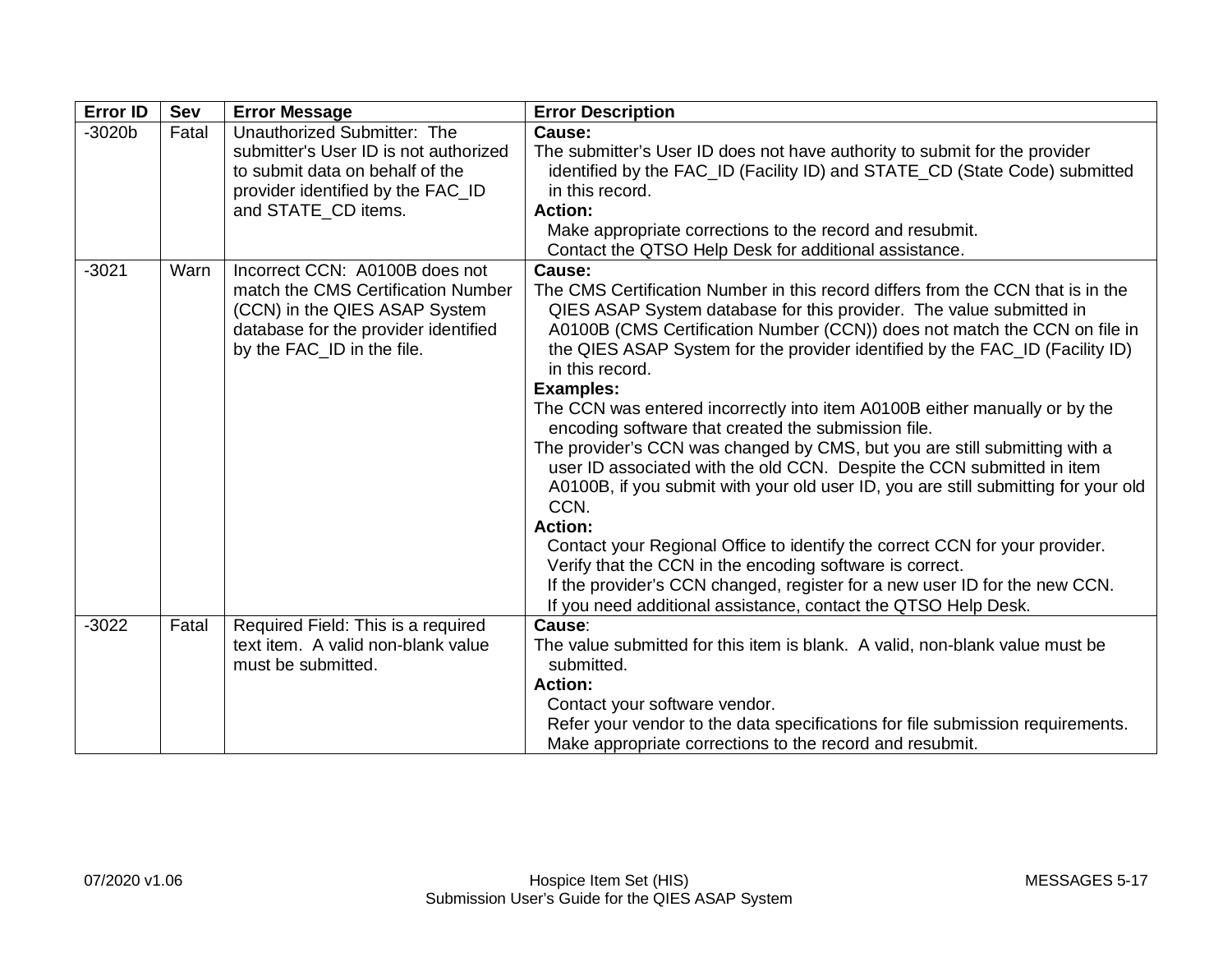| Error ID | Sev | Error Message | Error Description |
| --- | --- | --- | --- |
| -3020b | Fatal | Unauthorized Submitter: The submitter's User ID is not authorized to submit data on behalf of the provider identified by the FAC_ID and STATE_CD items. | **Cause:**<br>The submitter's User ID does not have authority to submit for the provider identified by the FAC_ID (Facility ID) and STATE_CD (State Code) submitted in this record.<br>**Action:**<br>Make appropriate corrections to the record and resubmit.<br>Contact the QTSO Help Desk for additional assistance. |
| -3021 | Warn | Incorrect CCN: A0100B does not match the CMS Certification Number (CCN) in the QIES ASAP System database for the provider identified by the FAC_ID in the file. | **Cause:**<br>The CMS Certification Number in this record differs from the CCN that is in the QIES ASAP System database for this provider. The value submitted in A0100B (CMS Certification Number (CCN)) does not match the CCN on file in the QIES ASAP System for the provider identified by the FAC_ID (Facility ID) in this record.<br>**Examples:**<br>The CCN was entered incorrectly into item A0100B either manually or by the encoding software that created the submission file.<br>The provider's CCN was changed by CMS, but you are still submitting with a user ID associated with the old CCN. Despite the CCN submitted in item A0100B, if you submit with your old user ID, you are still submitting for your old CCN.<br>**Action:**<br>Contact your Regional Office to identify the correct CCN for your provider.<br>Verify that the CCN in the encoding software is correct.<br>If the provider's CCN changed, register for a new user ID for the new CCN.<br>If you need additional assistance, contact the QTSO Help Desk. |
| -3022 | Fatal | Required Field: This is a required text item. A valid non-blank value must be submitted. | **Cause**:<br>The value submitted for this item is blank. A valid, non-blank value must be submitted.<br>**Action:**<br>Contact your software vendor.<br>Refer your vendor to the data specifications for file submission requirements.<br>Make appropriate corrections to the record and resubmit. |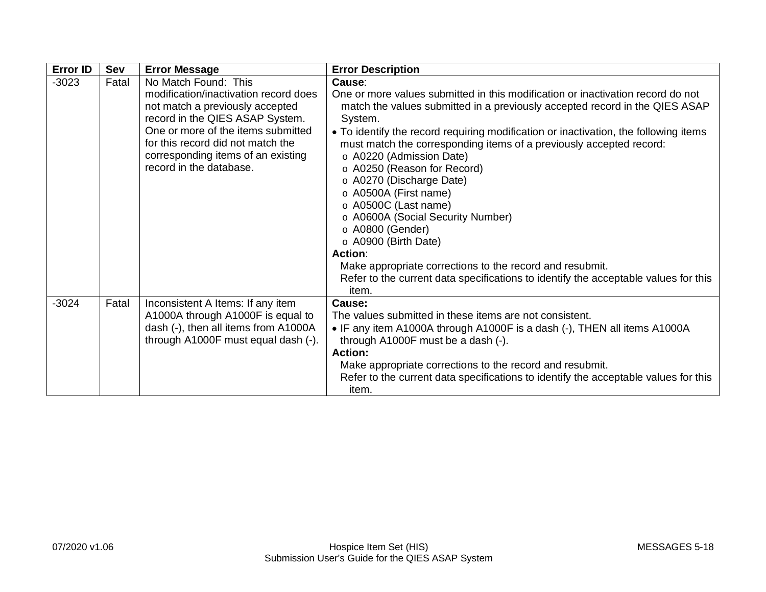| Error ID | Sev | Error Message | Error Description |
|---|---|---|---|
| -3023 | Fatal | No Match Found: This modification/inactivation record does not match a previously accepted record in the QIES ASAP System. One or more of the items submitted for this record did not match the corresponding items of an existing record in the database. | **Cause**:<br>One or more values submitted in this modification or inactivation record do not match the values submitted in a previously accepted record in the QIES ASAP System.<br>• To identify the record requiring modification or inactivation, the following items must match the corresponding items of a previously accepted record:<br>o A0220 (Admission Date)<br>o A0250 (Reason for Record)<br>o A0270 (Discharge Date)<br>o A0500A (First name)<br>o A0500C (Last name)<br>o A0600A (Social Security Number)<br>o A0800 (Gender)<br>o A0900 (Birth Date)<br>**Action**:<br>Make appropriate corrections to the record and resubmit.<br>Refer to the current data specifications to identify the acceptable values for this item. |
| -3024 | Fatal | Inconsistent A Items: If any item A1000A through A1000F is equal to dash (-), then all items from A1000A through A1000F must equal dash (-). | **Cause:**<br>The values submitted in these items are not consistent.<br>• IF any item A1000A through A1000F is a dash (-), THEN all items A1000A through A1000F must be a dash (-).<br>**Action:**<br>Make appropriate corrections to the record and resubmit.<br>Refer to the current data specifications to identify the acceptable values for this item. |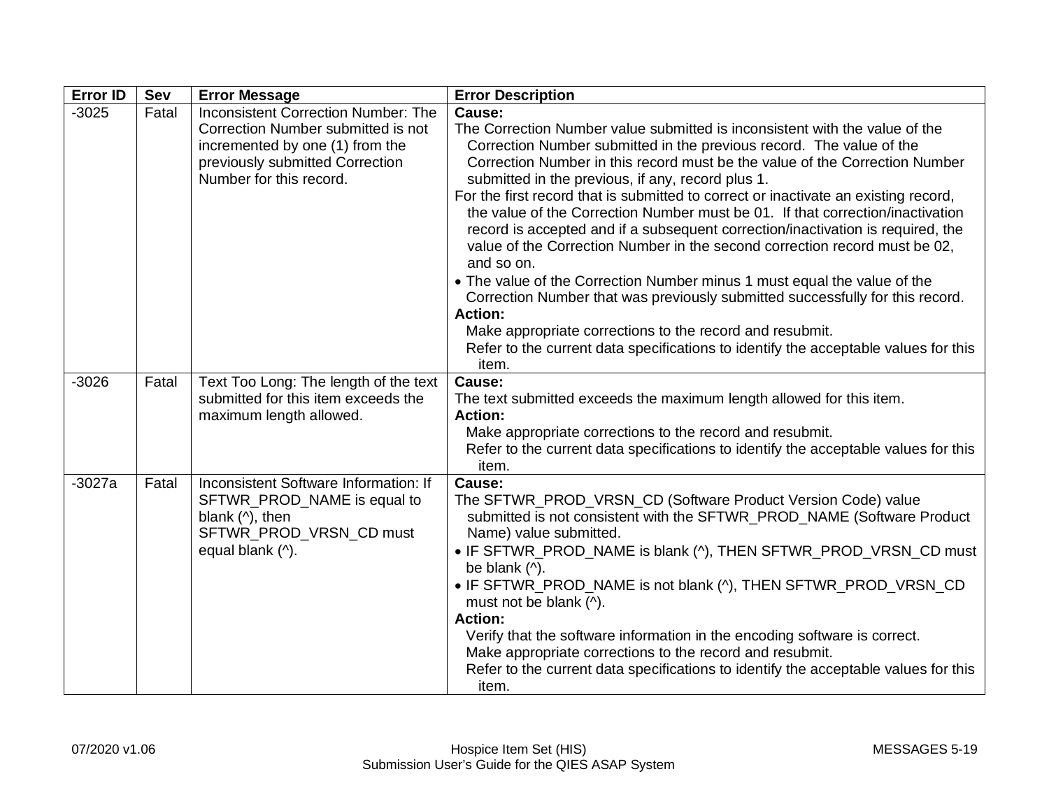| Error ID | Sev | Error Message | Error Description |
|---|---|---|---|
| -3025 | Fatal | Inconsistent Correction Number: The Correction Number submitted is not incremented by one (1) from the previously submitted Correction Number for this record. | **Cause:**<br>The Correction Number value submitted is inconsistent with the value of the Correction Number submitted in the previous record. The value of the Correction Number in this record must be the value of the Correction Number submitted in the previous, if any, record plus 1.<br>For the first record that is submitted to correct or inactivate an existing record, the value of the Correction Number must be 01. If that correction/inactivation record is accepted and if a subsequent correction/inactivation is required, the value of the Correction Number in the second correction record must be 02, and so on.<br>• The value of the Correction Number minus 1 must equal the value of the Correction Number that was previously submitted successfully for this record.<br>**Action:**<br>Make appropriate corrections to the record and resubmit.<br>Refer to the current data specifications to identify the acceptable values for this item. |
| -3026 | Fatal | Text Too Long: The length of the text submitted for this item exceeds the maximum length allowed. | **Cause:**<br>The text submitted exceeds the maximum length allowed for this item.<br>**Action:**<br>Make appropriate corrections to the record and resubmit.<br>Refer to the current data specifications to identify the acceptable values for this item. |
| -3027a | Fatal | Inconsistent Software Information: If SFTWR_PROD_NAME is equal to blank (^), then SFTWR_PROD_VRSN_CD must equal blank (^). | **Cause:**<br>The SFTWR_PROD_VRSN_CD (Software Product Version Code) value submitted is not consistent with the SFTWR_PROD_NAME (Software Product Name) value submitted.<br>• IF SFTWR_PROD_NAME is blank (^), THEN SFTWR_PROD_VRSN_CD must be blank (^).<br>• IF SFTWR_PROD_NAME is not blank (^), THEN SFTWR_PROD_VRSN_CD must not be blank (^).<br>**Action:**<br>Verify that the software information in the encoding software is correct.<br>Make appropriate corrections to the record and resubmit.<br>Refer to the current data specifications to identify the acceptable values for this item. |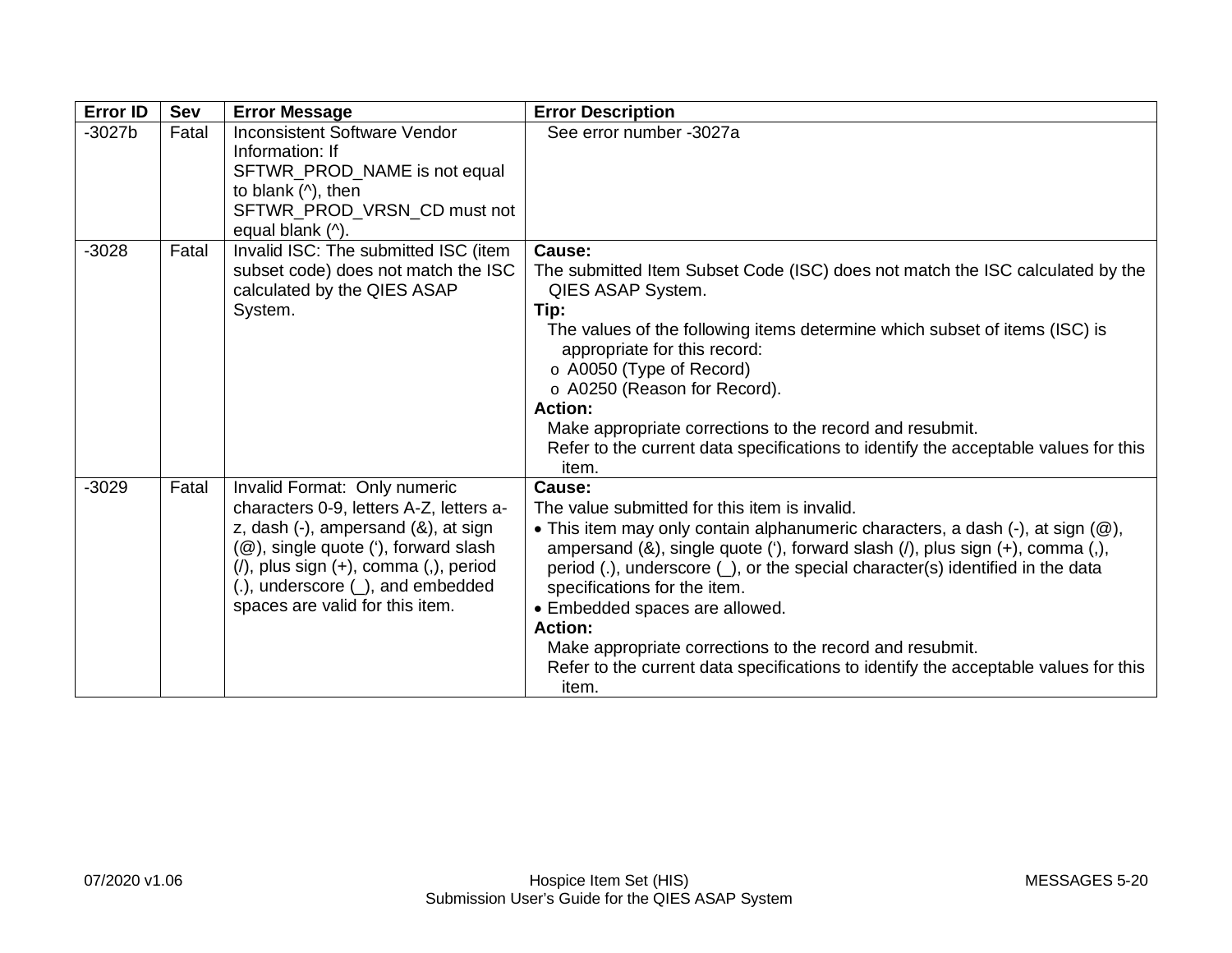| Error ID | Sev | Error Message | Error Description |
|---|---|---|---|
| -3027b | Fatal | Inconsistent Software Vendor Information: If SFTWR_PROD_NAME is not equal to blank (^), then SFTWR_PROD_VRSN_CD must not equal blank (^). | See error number -3027a |
| -3028 | Fatal | Invalid ISC: The submitted ISC (item subset code) does not match the ISC calculated by the QIES ASAP System. | **Cause:**<br>The submitted Item Subset Code (ISC) does not match the ISC calculated by the QIES ASAP System.<br>**Tip:**<br>The values of the following items determine which subset of items (ISC) is appropriate for this record:<br>o A0050 (Type of Record)<br>o A0250 (Reason for Record).<br>**Action:**<br>Make appropriate corrections to the record and resubmit.<br>Refer to the current data specifications to identify the acceptable values for this item. |
| -3029 | Fatal | Invalid Format: Only numeric characters 0-9, letters A-Z, letters a-z, dash (-), ampersand (&), at sign (@), single quote ('), forward slash (/), plus sign (+), comma (,), period (.), underscore (_), and embedded spaces are valid for this item. | **Cause:**<br>The value submitted for this item is invalid.<br>• This item may only contain alphanumeric characters, a dash (-), at sign (@), ampersand (&), single quote ('), forward slash (/), plus sign (+), comma (,), period (.), underscore (_), or the special character(s) identified in the data specifications for the item.<br>• Embedded spaces are allowed.<br>**Action:**<br>Make appropriate corrections to the record and resubmit.<br>Refer to the current data specifications to identify the acceptable values for this item. |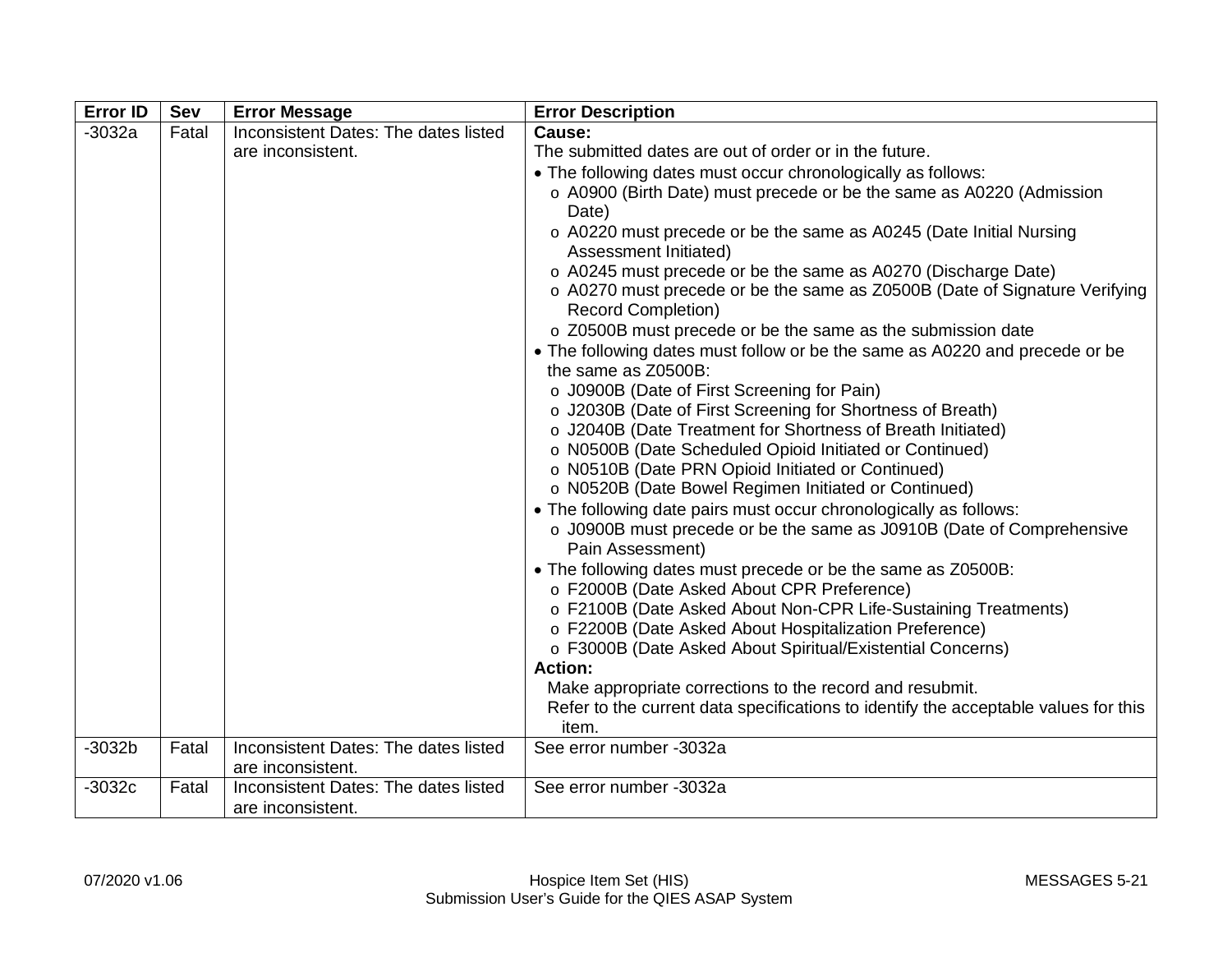| Error ID | Sev | Error Message | Error Description |
| --- | --- | --- | --- |
| -3032a | Fatal | Inconsistent Dates: The dates listed are inconsistent. | **Cause:**<br>The submitted dates are out of order or in the future.<br>• The following dates must occur chronologically as follows:<br>o A0900 (Birth Date) must precede or be the same as A0220 (Admission Date)<br>o A0220 must precede or be the same as A0245 (Date Initial Nursing Assessment Initiated)<br>o A0245 must precede or be the same as A0270 (Discharge Date)<br>o A0270 must precede or be the same as Z0500B (Date of Signature Verifying Record Completion)<br>o Z0500B must precede or be the same as the submission date<br>• The following dates must follow or be the same as A0220 and precede or be the same as Z0500B:<br>o J0900B (Date of First Screening for Pain)<br>o J2030B (Date of First Screening for Shortness of Breath)<br>o J2040B (Date Treatment for Shortness of Breath Initiated)<br>o N0500B (Date Scheduled Opioid Initiated or Continued)<br>o N0510B (Date PRN Opioid Initiated or Continued)<br>o N0520B (Date Bowel Regimen Initiated or Continued)<br>• The following date pairs must occur chronologically as follows:<br>o J0900B must precede or be the same as J0910B (Date of Comprehensive Pain Assessment)<br>• The following dates must precede or be the same as Z0500B:<br>o F2000B (Date Asked About CPR Preference)<br>o F2100B (Date Asked About Non-CPR Life-Sustaining Treatments)<br>o F2200B (Date Asked About Hospitalization Preference)<br>o F3000B (Date Asked About Spiritual/Existential Concerns)<br>**Action:**<br>Make appropriate corrections to the record and resubmit.<br>Refer to the current data specifications to identify the acceptable values for this item. |
| -3032b | Fatal | Inconsistent Dates: The dates listed are inconsistent. | See error number -3032a |
| -3032c | Fatal | Inconsistent Dates: The dates listed are inconsistent. | See error number -3032a |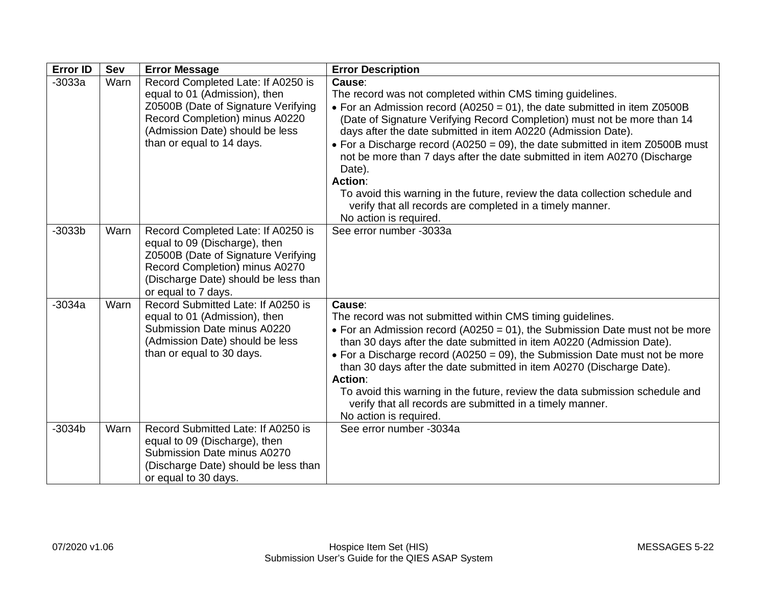| Error ID | Sev | Error Message | Error Description |
|---|---|---|---|
| -3033a | Warn | Record Completed Late: If A0250 is equal to 01 (Admission), then Z0500B (Date of Signature Verifying Record Completion) minus A0220 (Admission Date) should be less than or equal to 14 days. | **Cause**:<br>The record was not completed within CMS timing guidelines.<br>• For an Admission record (A0250 = 01), the date submitted in item Z0500B (Date of Signature Verifying Record Completion) must not be more than 14 days after the date submitted in item A0220 (Admission Date).<br>• For a Discharge record (A0250 = 09), the date submitted in item Z0500B must not be more than 7 days after the date submitted in item A0270 (Discharge Date).<br>**Action**:<br>To avoid this warning in the future, review the data collection schedule and verify that all records are completed in a timely manner.<br>No action is required. |
| -3033b | Warn | Record Completed Late: If A0250 is equal to 09 (Discharge), then Z0500B (Date of Signature Verifying Record Completion) minus A0270 (Discharge Date) should be less than or equal to 7 days. | See error number -3033a |
| -3034a | Warn | Record Submitted Late: If A0250 is equal to 01 (Admission), then Submission Date minus A0220 (Admission Date) should be less than or equal to 30 days. | **Cause**:<br>The record was not submitted within CMS timing guidelines.<br>• For an Admission record (A0250 = 01), the Submission Date must not be more than 30 days after the date submitted in item A0220 (Admission Date).<br>• For a Discharge record (A0250 = 09), the Submission Date must not be more than 30 days after the date submitted in item A0270 (Discharge Date).<br>**Action**:<br>To avoid this warning in the future, review the data submission schedule and verify that all records are submitted in a timely manner.<br>No action is required. |
| -3034b | Warn | Record Submitted Late: If A0250 is equal to 09 (Discharge), then Submission Date minus A0270 (Discharge Date) should be less than or equal to 30 days. | See error number -3034a |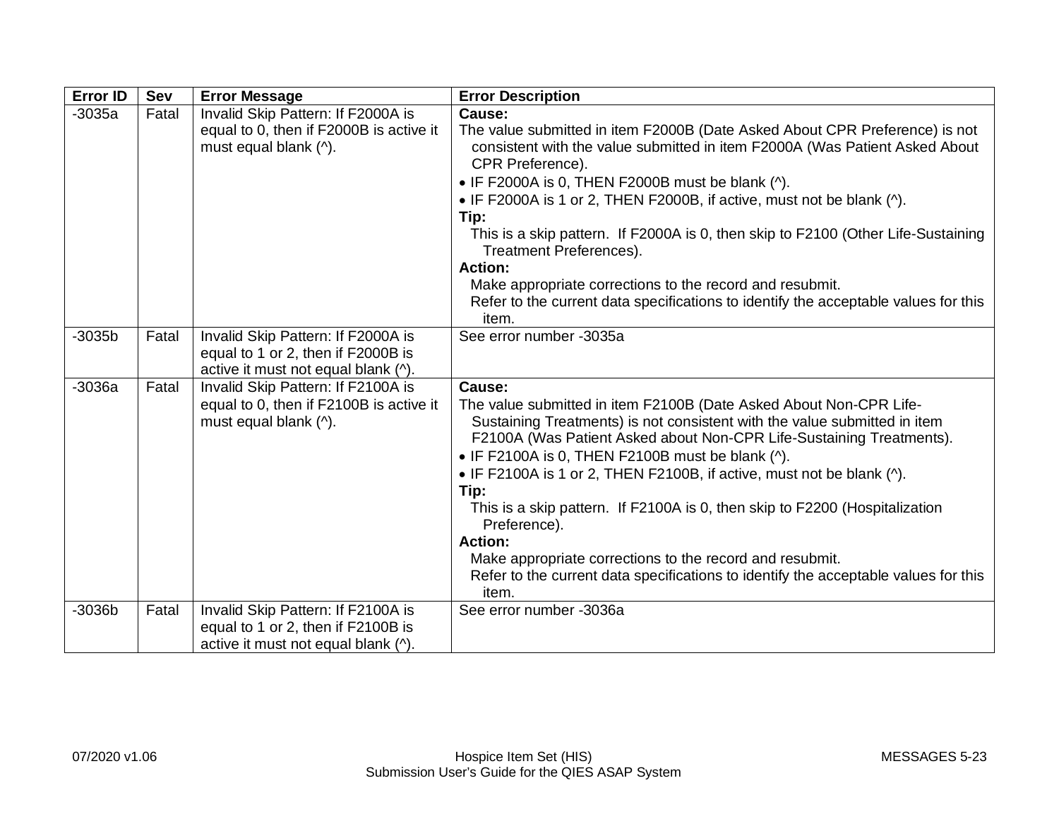| Error ID | Sev | Error Message | Error Description |
|---|---|---|---|
| -3035a | Fatal | Invalid Skip Pattern: If F2000A is equal to 0, then if F2000B is active it must equal blank (^). | **Cause:**<br>The value submitted in item F2000B (Date Asked About CPR Preference) is not consistent with the value submitted in item F2000A (Was Patient Asked About CPR Preference).<br>• IF F2000A is 0, THEN F2000B must be blank (^).<br>• IF F2000A is 1 or 2, THEN F2000B, if active, must not be blank (^).<br>**Tip:**<br>This is a skip pattern. If F2000A is 0, then skip to F2100 (Other Life-Sustaining Treatment Preferences).<br>**Action:**<br>Make appropriate corrections to the record and resubmit.<br>Refer to the current data specifications to identify the acceptable values for this item. |
| -3035b | Fatal | Invalid Skip Pattern: If F2000A is equal to 1 or 2, then if F2000B is active it must not equal blank (^). | See error number -3035a |
| -3036a | Fatal | Invalid Skip Pattern: If F2100A is equal to 0, then if F2100B is active it must equal blank (^). | **Cause:**<br>The value submitted in item F2100B (Date Asked About Non-CPR Life-Sustaining Treatments) is not consistent with the value submitted in item F2100A (Was Patient Asked about Non-CPR Life-Sustaining Treatments).<br>• IF F2100A is 0, THEN F2100B must be blank (^).<br>• IF F2100A is 1 or 2, THEN F2100B, if active, must not be blank (^).<br>**Tip:**<br>This is a skip pattern. If F2100A is 0, then skip to F2200 (Hospitalization Preference).<br>**Action:**<br>Make appropriate corrections to the record and resubmit.<br>Refer to the current data specifications to identify the acceptable values for this item. |
| -3036b | Fatal | Invalid Skip Pattern: If F2100A is equal to 1 or 2, then if F2100B is active it must not equal blank (^). | See error number -3036a |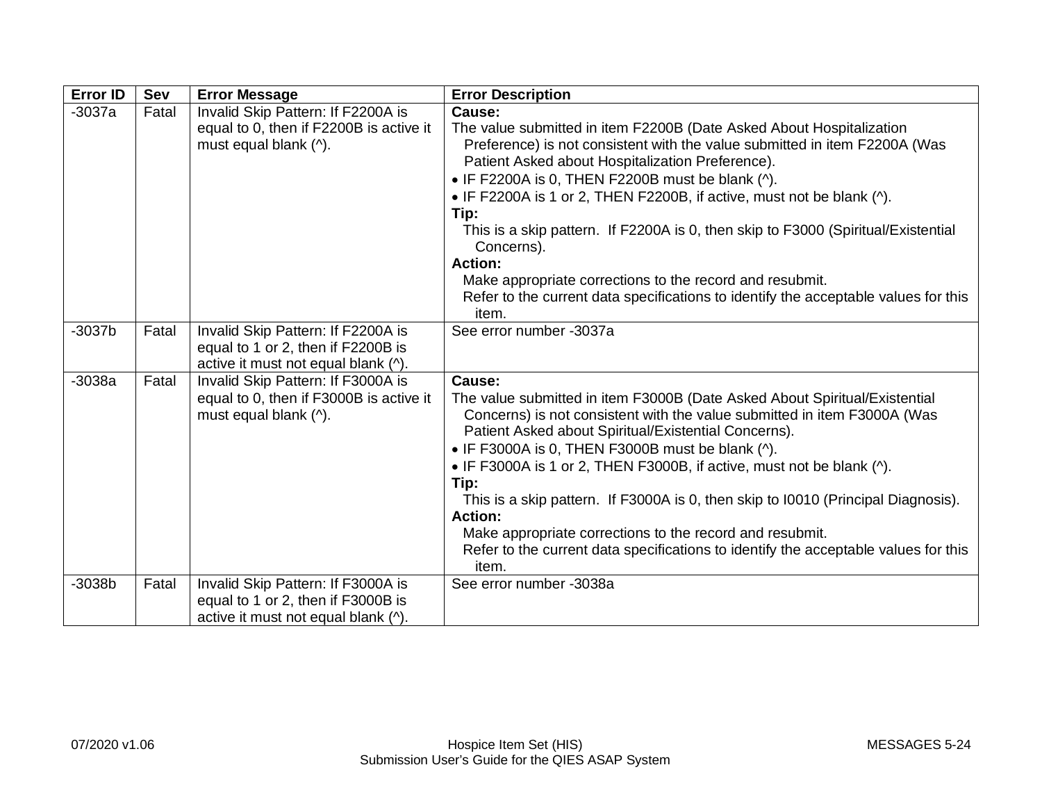| Error ID | Sev | Error Message | Error Description |
| --- | --- | --- | --- |
| -3037a | Fatal | Invalid Skip Pattern: If F2200A is equal to 0, then if F2200B is active it must equal blank (^). | **Cause:**<br>The value submitted in item F2200B (Date Asked About Hospitalization Preference) is not consistent with the value submitted in item F2200A (Was Patient Asked about Hospitalization Preference).<br>• IF F2200A is 0, THEN F2200B must be blank (^).<br>• IF F2200A is 1 or 2, THEN F2200B, if active, must not be blank (^).<br>**Tip:**<br>This is a skip pattern. If F2200A is 0, then skip to F3000 (Spiritual/Existential Concerns).<br>**Action:**<br>Make appropriate corrections to the record and resubmit.<br>Refer to the current data specifications to identify the acceptable values for this item. |
| -3037b | Fatal | Invalid Skip Pattern: If F2200A is equal to 1 or 2, then if F2200B is active it must not equal blank (^). | See error number -3037a |
| -3038a | Fatal | Invalid Skip Pattern: If F3000A is equal to 0, then if F3000B is active it must equal blank (^). | **Cause:**<br>The value submitted in item F3000B (Date Asked About Spiritual/Existential Concerns) is not consistent with the value submitted in item F3000A (Was Patient Asked about Spiritual/Existential Concerns).<br>• IF F3000A is 0, THEN F3000B must be blank (^).<br>• IF F3000A is 1 or 2, THEN F3000B, if active, must not be blank (^).<br>**Tip:**<br>This is a skip pattern. If F3000A is 0, then skip to I0010 (Principal Diagnosis).<br>**Action:**<br>Make appropriate corrections to the record and resubmit.<br>Refer to the current data specifications to identify the acceptable values for this item. |
| -3038b | Fatal | Invalid Skip Pattern: If F3000A is equal to 1 or 2, then if F3000B is active it must not equal blank (^). | See error number -3038a |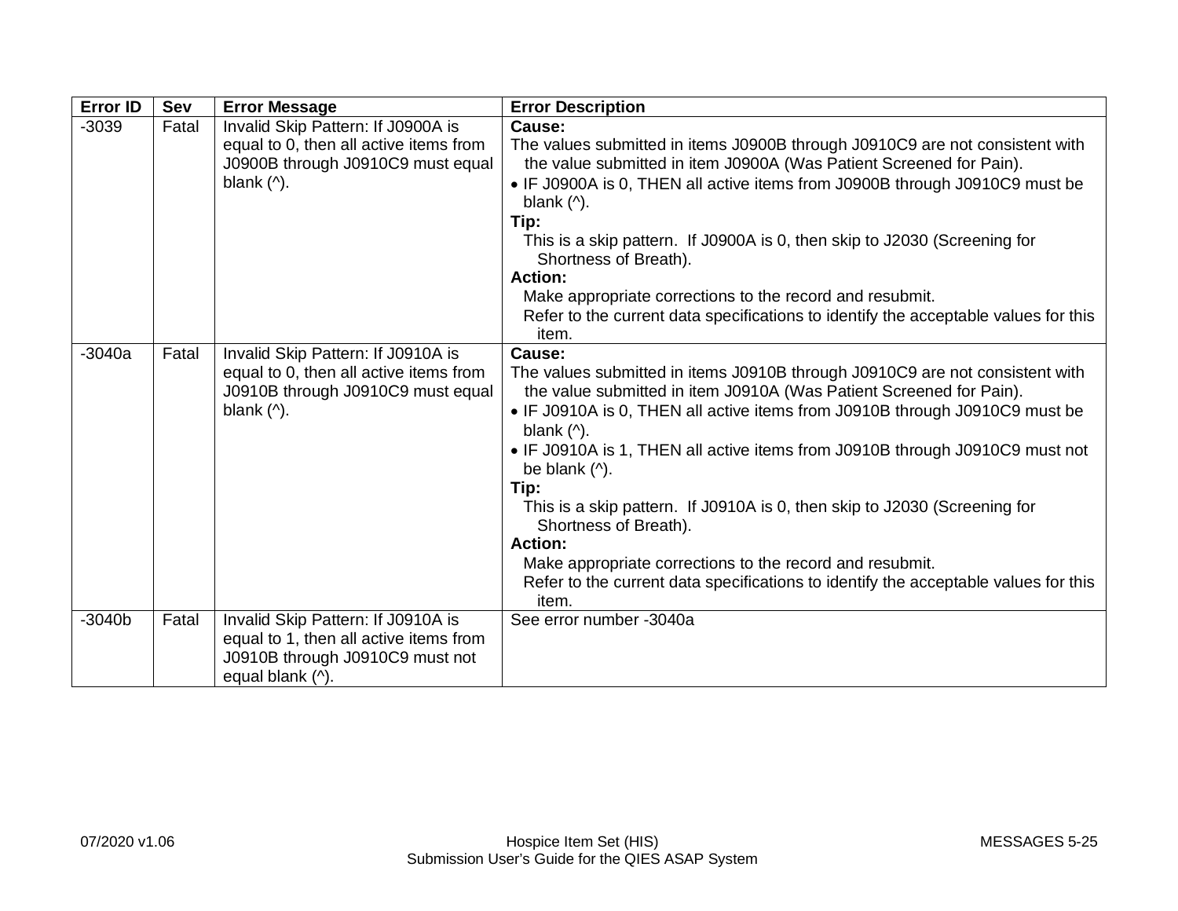| Error ID | Sev | Error Message | Error Description |
|---|---|---|---|
| -3039 | Fatal | Invalid Skip Pattern: If J0900A is equal to 0, then all active items from J0900B through J0910C9 must equal blank (^). | **Cause:**<br>The values submitted in items J0900B through J0910C9 are not consistent with the value submitted in item J0900A (Was Patient Screened for Pain).<br>• IF J0900A is 0, THEN all active items from J0900B through J0910C9 must be blank (^).<br>**Tip:**<br>This is a skip pattern. If J0900A is 0, then skip to J2030 (Screening for Shortness of Breath).<br>**Action:**<br>Make appropriate corrections to the record and resubmit.<br>Refer to the current data specifications to identify the acceptable values for this item. |
| -3040a | Fatal | Invalid Skip Pattern: If J0910A is equal to 0, then all active items from J0910B through J0910C9 must equal blank (^). | **Cause:**<br>The values submitted in items J0910B through J0910C9 are not consistent with the value submitted in item J0910A (Was Patient Screened for Pain).<br>• IF J0910A is 0, THEN all active items from J0910B through J0910C9 must be blank (^).<br>• IF J0910A is 1, THEN all active items from J0910B through J0910C9 must not be blank (^).<br>**Tip:**<br>This is a skip pattern. If J0910A is 0, then skip to J2030 (Screening for Shortness of Breath).<br>**Action:**<br>Make appropriate corrections to the record and resubmit.<br>Refer to the current data specifications to identify the acceptable values for this item. |
| -3040b | Fatal | Invalid Skip Pattern: If J0910A is equal to 1, then all active items from J0910B through J0910C9 must not equal blank (^). | See error number -3040a |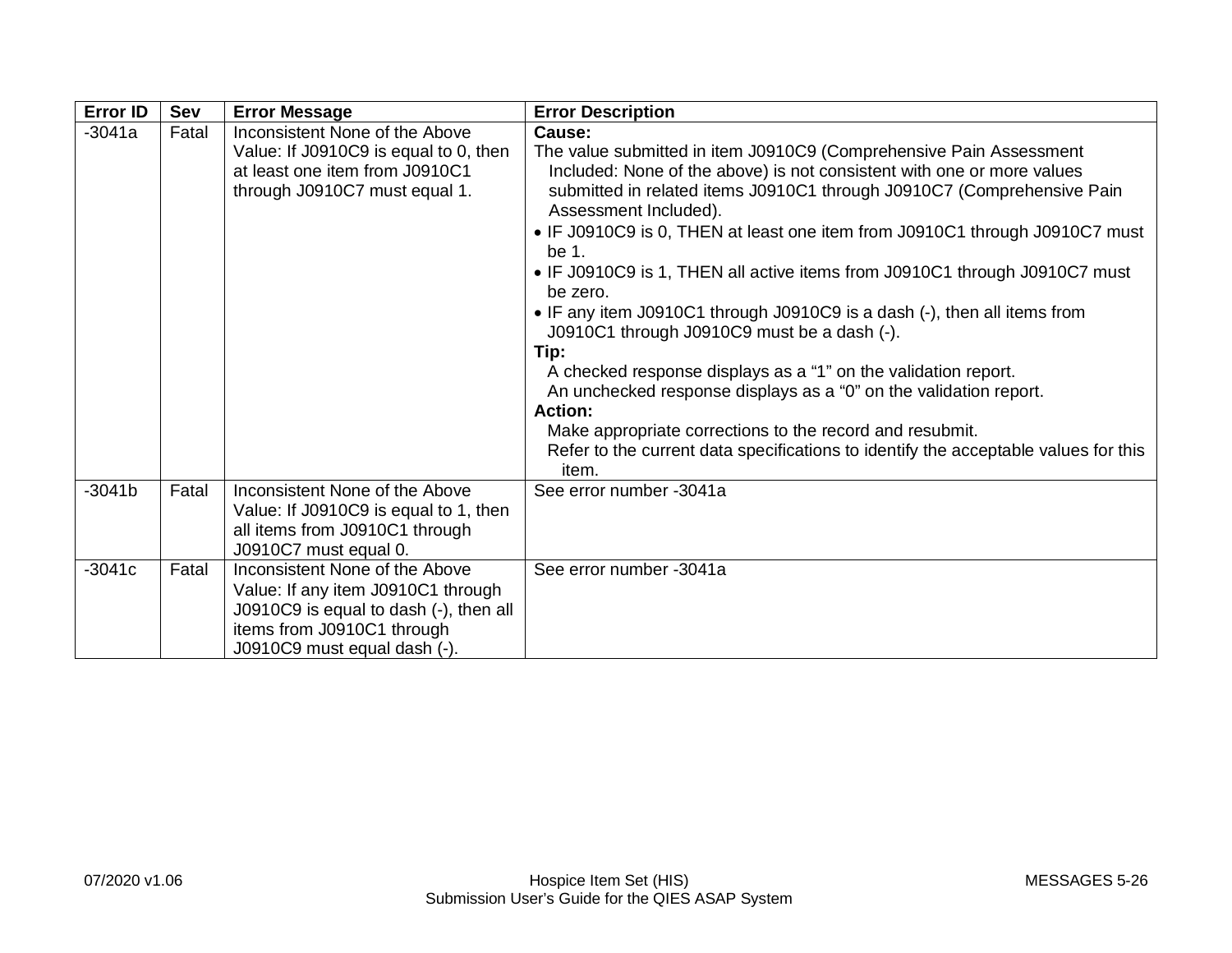| Error ID | Sev | Error Message | Error Description |
|---|---|---|---|
| -3041a | Fatal | Inconsistent None of the Above Value: If J0910C9 is equal to 0, then at least one item from J0910C1 through J0910C7 must equal 1. | **Cause:**<br>The value submitted in item J0910C9 (Comprehensive Pain Assessment Included: None of the above) is not consistent with one or more values submitted in related items J0910C1 through J0910C7 (Comprehensive Pain Assessment Included).<br>• IF J0910C9 is 0, THEN at least one item from J0910C1 through J0910C7 must be 1.<br>• IF J0910C9 is 1, THEN all active items from J0910C1 through J0910C7 must be zero.<br>• IF any item J0910C1 through J0910C9 is a dash (-), then all items from J0910C1 through J0910C9 must be a dash (-).<br>**Tip:**<br>A checked response displays as a "1" on the validation report.<br>An unchecked response displays as a "0" on the validation report.<br>**Action:**<br>Make appropriate corrections to the record and resubmit.<br>Refer to the current data specifications to identify the acceptable values for this item. |
| -3041b | Fatal | Inconsistent None of the Above Value: If J0910C9 is equal to 1, then all items from J0910C1 through J0910C7 must equal 0. | See error number -3041a |
| -3041c | Fatal | Inconsistent None of the Above Value: If any item J0910C1 through J0910C9 is equal to dash (-), then all items from J0910C1 through J0910C9 must equal dash (-). | See error number -3041a |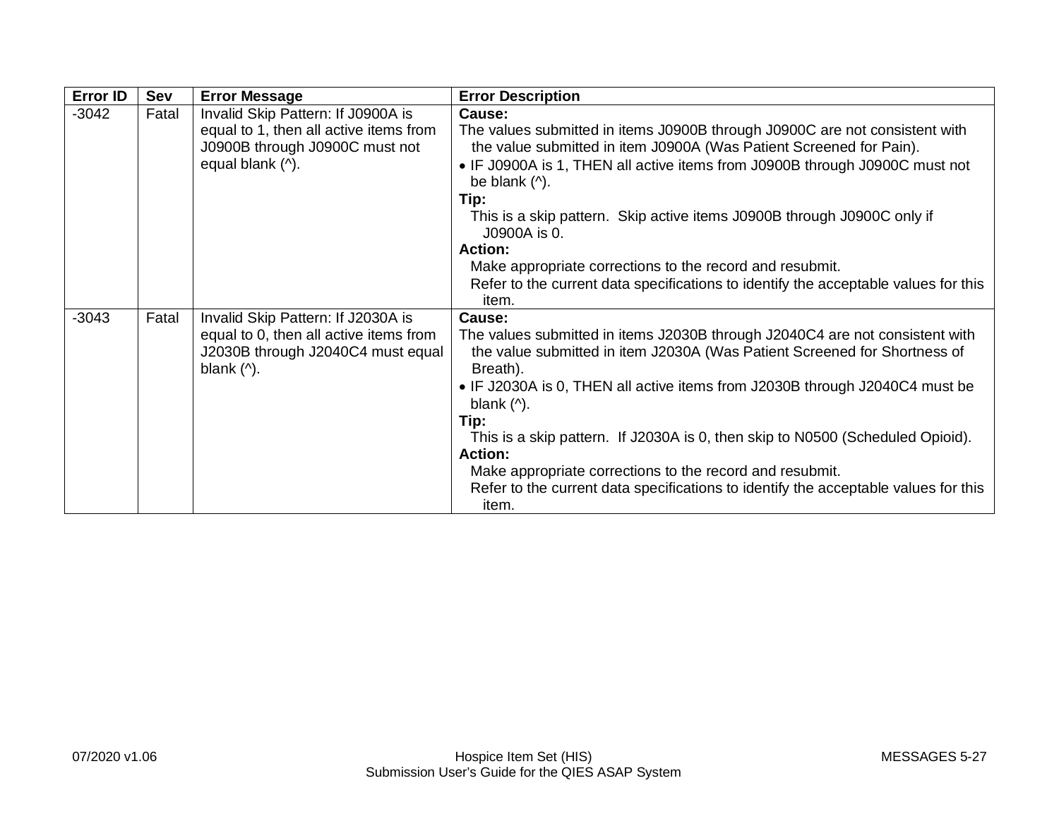| Error ID | Sev | Error Message | Error Description |
|---|---|---|---|
| -3042 | Fatal | Invalid Skip Pattern: If J0900A is equal to 1, then all active items from J0900B through J0900C must not equal blank (^). | **Cause:**<br>The values submitted in items J0900B through J0900C are not consistent with the value submitted in item J0900A (Was Patient Screened for Pain).<br>• IF J0900A is 1, THEN all active items from J0900B through J0900C must not be blank (^).<br>**Tip:**<br>This is a skip pattern. Skip active items J0900B through J0900C only if J0900A is 0.<br>**Action:**<br>Make appropriate corrections to the record and resubmit.<br>Refer to the current data specifications to identify the acceptable values for this item. |
| -3043 | Fatal | Invalid Skip Pattern: If J2030A is equal to 0, then all active items from J2030B through J2040C4 must equal blank (^). | **Cause:**<br>The values submitted in items J2030B through J2040C4 are not consistent with the value submitted in item J2030A (Was Patient Screened for Shortness of Breath).<br>• IF J2030A is 0, THEN all active items from J2030B through J2040C4 must be blank (^).<br>**Tip:**<br>This is a skip pattern. If J2030A is 0, then skip to N0500 (Scheduled Opioid).<br>**Action:**<br>Make appropriate corrections to the record and resubmit.<br>Refer to the current data specifications to identify the acceptable values for this item. |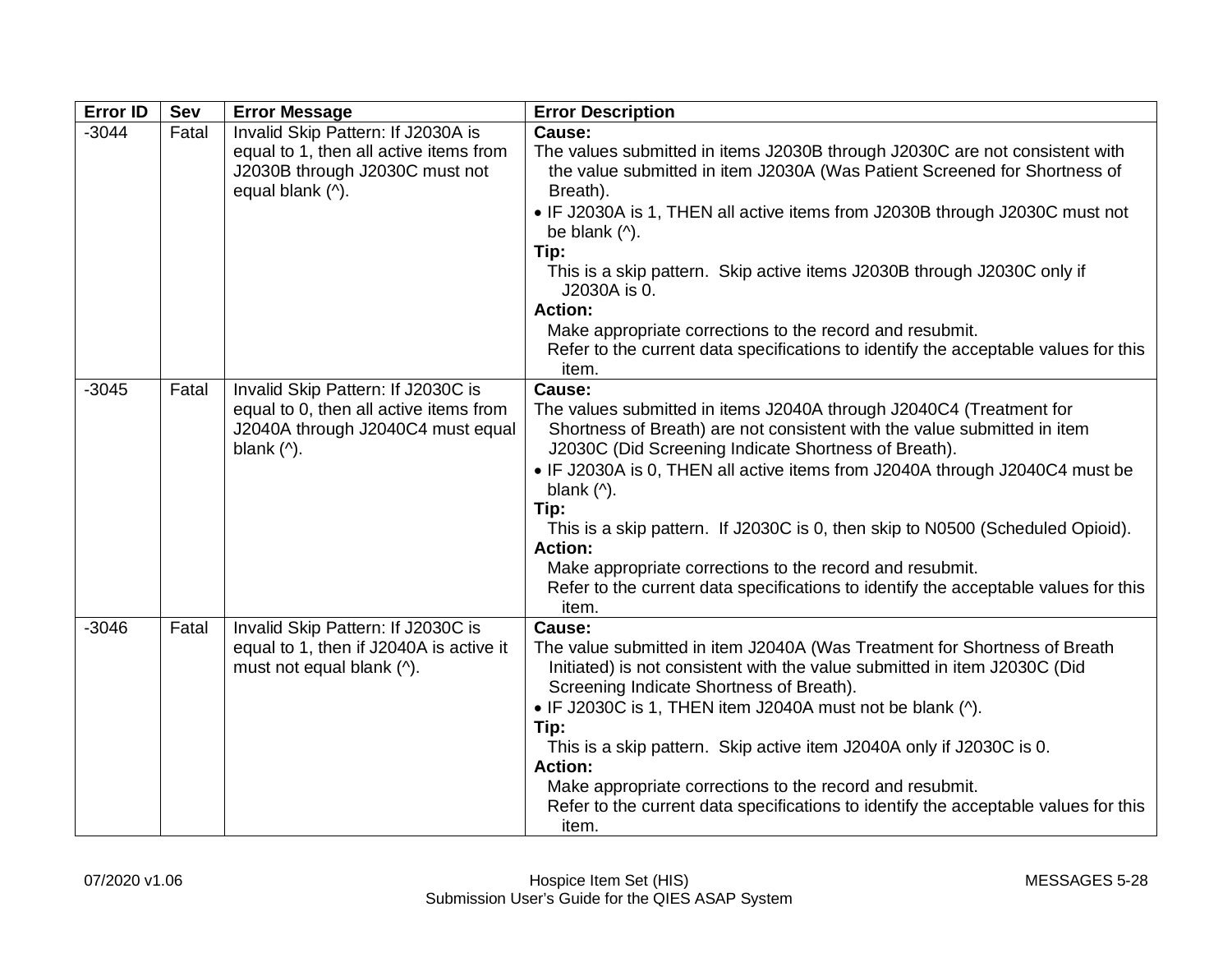| Error ID | Sev | Error Message | Error Description |
|---|---|---|---|
| -3044 | Fatal | Invalid Skip Pattern: If J2030A is equal to 1, then all active items from J2030B through J2030C must not equal blank (^). | **Cause:**<br>The values submitted in items J2030B through J2030C are not consistent with the value submitted in item J2030A (Was Patient Screened for Shortness of Breath).<br>• IF J2030A is 1, THEN all active items from J2030B through J2030C must not be blank (^).<br>**Tip:**<br>This is a skip pattern. Skip active items J2030B through J2030C only if J2030A is 0.<br>**Action:**<br>Make appropriate corrections to the record and resubmit.<br>Refer to the current data specifications to identify the acceptable values for this item. |
| -3045 | Fatal | Invalid Skip Pattern: If J2030C is equal to 0, then all active items from J2040A through J2040C4 must equal blank (^). | **Cause:**<br>The values submitted in items J2040A through J2040C4 (Treatment for Shortness of Breath) are not consistent with the value submitted in item J2030C (Did Screening Indicate Shortness of Breath).<br>• IF J2030A is 0, THEN all active items from J2040A through J2040C4 must be blank (^).<br>**Tip:**<br>This is a skip pattern. If J2030C is 0, then skip to N0500 (Scheduled Opioid).<br>**Action:**<br>Make appropriate corrections to the record and resubmit.<br>Refer to the current data specifications to identify the acceptable values for this item. |
| -3046 | Fatal | Invalid Skip Pattern: If J2030C is equal to 1, then if J2040A is active it must not equal blank (^). | **Cause:**<br>The value submitted in item J2040A (Was Treatment for Shortness of Breath Initiated) is not consistent with the value submitted in item J2030C (Did Screening Indicate Shortness of Breath).<br>• IF J2030C is 1, THEN item J2040A must not be blank (^).<br>**Tip:**<br>This is a skip pattern. Skip active item J2040A only if J2030C is 0.<br>**Action:**<br>Make appropriate corrections to the record and resubmit.<br>Refer to the current data specifications to identify the acceptable values for this item. |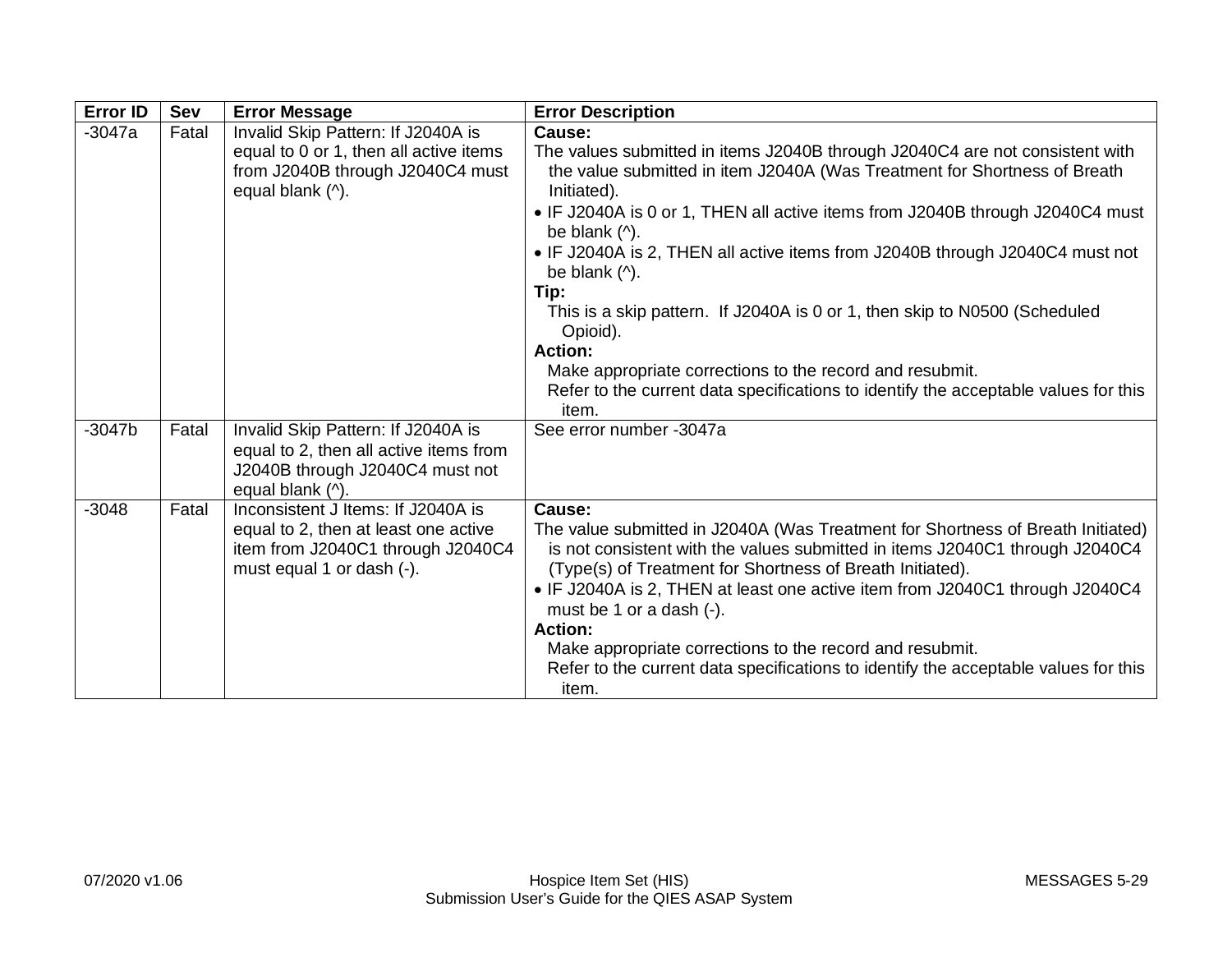| Error ID | Sev | Error Message | Error Description |
|---|---|---|---|
| -3047a | Fatal | Invalid Skip Pattern: If J2040A is equal to 0 or 1, then all active items from J2040B through J2040C4 must equal blank (^). | **Cause:**<br>The values submitted in items J2040B through J2040C4 are not consistent with the value submitted in item J2040A (Was Treatment for Shortness of Breath Initiated).<br>• IF J2040A is 0 or 1, THEN all active items from J2040B through J2040C4 must be blank (^).<br>• IF J2040A is 2, THEN all active items from J2040B through J2040C4 must not be blank (^).<br>**Tip:**<br>This is a skip pattern. If J2040A is 0 or 1, then skip to N0500 (Scheduled Opioid).<br>**Action:**<br>Make appropriate corrections to the record and resubmit.<br>Refer to the current data specifications to identify the acceptable values for this item. |
| -3047b | Fatal | Invalid Skip Pattern: If J2040A is equal to 2, then all active items from J2040B through J2040C4 must not equal blank (^). | See error number -3047a |
| -3048 | Fatal | Inconsistent J Items: If J2040A is equal to 2, then at least one active item from J2040C1 through J2040C4 must equal 1 or dash (-). | **Cause:**<br>The value submitted in J2040A (Was Treatment for Shortness of Breath Initiated) is not consistent with the values submitted in items J2040C1 through J2040C4 (Type(s) of Treatment for Shortness of Breath Initiated).<br>• IF J2040A is 2, THEN at least one active item from J2040C1 through J2040C4 must be 1 or a dash (-).<br>**Action:**<br>Make appropriate corrections to the record and resubmit.<br>Refer to the current data specifications to identify the acceptable values for this item. |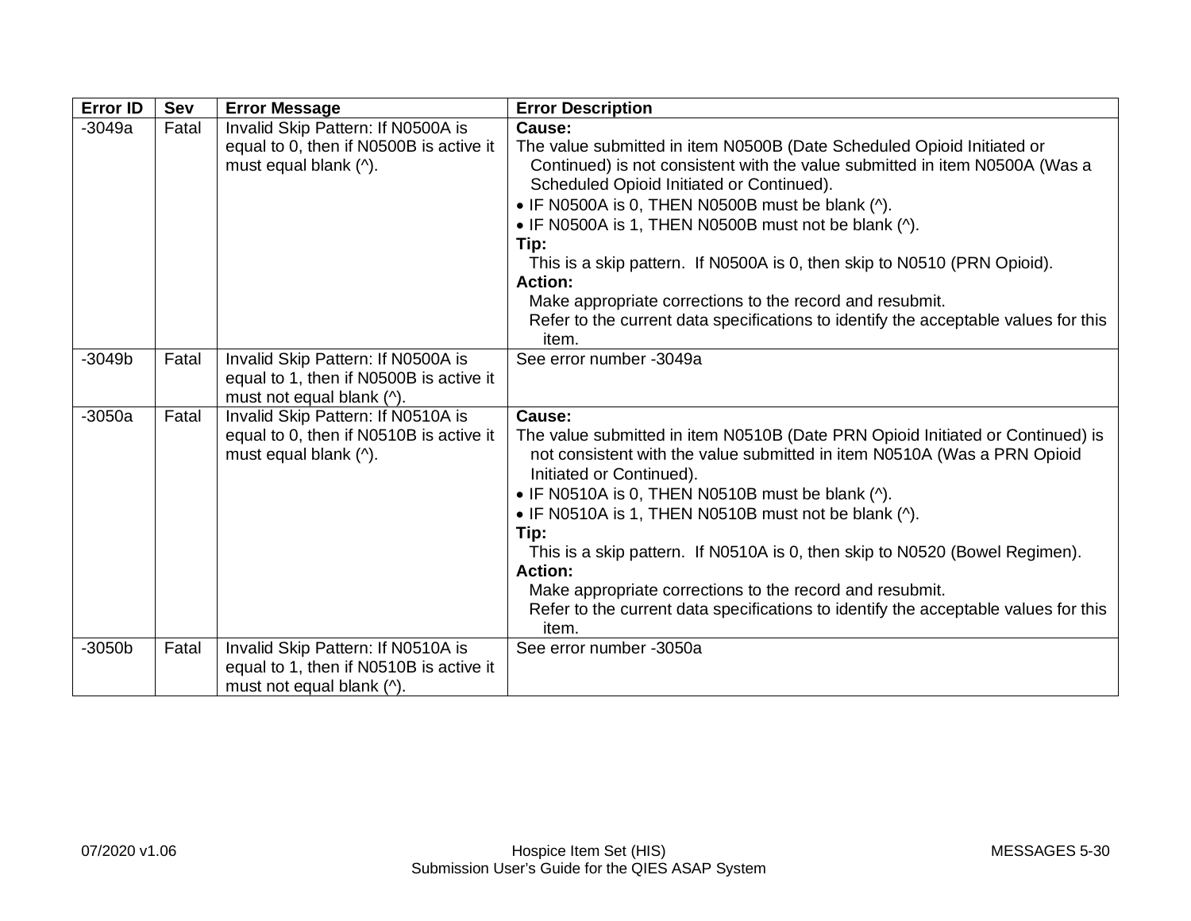| Error ID | Sev | Error Message | Error Description |
|---|---|---|---|
| -3049a | Fatal | Invalid Skip Pattern: If N0500A is equal to 0, then if N0500B is active it must equal blank (^). | **Cause:**<br>The value submitted in item N0500B (Date Scheduled Opioid Initiated or Continued) is not consistent with the value submitted in item N0500A (Was a Scheduled Opioid Initiated or Continued).<br>• IF N0500A is 0, THEN N0500B must be blank (^).<br>• IF N0500A is 1, THEN N0500B must not be blank (^).<br>**Tip:**<br>This is a skip pattern. If N0500A is 0, then skip to N0510 (PRN Opioid).<br>**Action:**<br>Make appropriate corrections to the record and resubmit.<br>Refer to the current data specifications to identify the acceptable values for this item. |
| -3049b | Fatal | Invalid Skip Pattern: If N0500A is equal to 1, then if N0500B is active it must not equal blank (^). | See error number -3049a |
| -3050a | Fatal | Invalid Skip Pattern: If N0510A is equal to 0, then if N0510B is active it must equal blank (^). | **Cause:**<br>The value submitted in item N0510B (Date PRN Opioid Initiated or Continued) is not consistent with the value submitted in item N0510A (Was a PRN Opioid Initiated or Continued).<br>• IF N0510A is 0, THEN N0510B must be blank (^).<br>• IF N0510A is 1, THEN N0510B must not be blank (^).<br>**Tip:**<br>This is a skip pattern. If N0510A is 0, then skip to N0520 (Bowel Regimen).<br>**Action:**<br>Make appropriate corrections to the record and resubmit.<br>Refer to the current data specifications to identify the acceptable values for this item. |
| -3050b | Fatal | Invalid Skip Pattern: If N0510A is equal to 1, then if N0510B is active it must not equal blank (^). | See error number -3050a |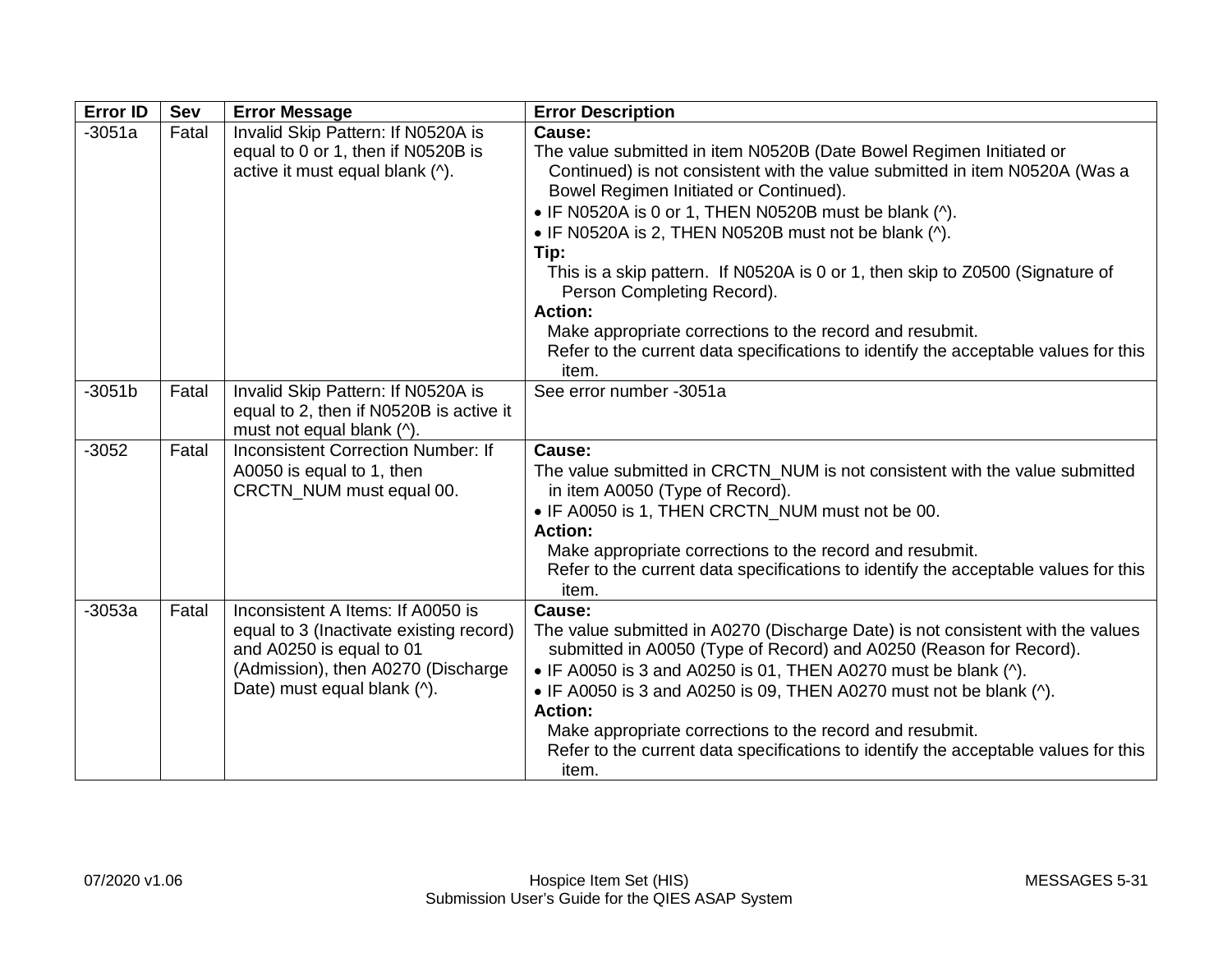| Error ID | Sev | Error Message | Error Description |
|---|---|---|---|
| -3051a | Fatal | Invalid Skip Pattern: If N0520A is equal to 0 or 1, then if N0520B is active it must equal blank (^). | **Cause:**<br>The value submitted in item N0520B (Date Bowel Regimen Initiated or Continued) is not consistent with the value submitted in item N0520A (Was a Bowel Regimen Initiated or Continued).<br>• IF N0520A is 0 or 1, THEN N0520B must be blank (^).<br>• IF N0520A is 2, THEN N0520B must not be blank (^).<br>**Tip:**<br>This is a skip pattern. If N0520A is 0 or 1, then skip to Z0500 (Signature of Person Completing Record).<br>**Action:**<br>Make appropriate corrections to the record and resubmit.<br>Refer to the current data specifications to identify the acceptable values for this item. |
| -3051b | Fatal | Invalid Skip Pattern: If N0520A is equal to 2, then if N0520B is active it must not equal blank (^). | See error number -3051a |
| -3052 | Fatal | Inconsistent Correction Number: If A0050 is equal to 1, then CRCTN_NUM must equal 00. | **Cause:**<br>The value submitted in CRCTN_NUM is not consistent with the value submitted in item A0050 (Type of Record).<br>• IF A0050 is 1, THEN CRCTN_NUM must not be 00.<br>**Action:**<br>Make appropriate corrections to the record and resubmit.<br>Refer to the current data specifications to identify the acceptable values for this item. |
| -3053a | Fatal | Inconsistent A Items: If A0050 is equal to 3 (Inactivate existing record) and A0250 is equal to 01 (Admission), then A0270 (Discharge Date) must equal blank (^). | **Cause:**<br>The value submitted in A0270 (Discharge Date) is not consistent with the values submitted in A0050 (Type of Record) and A0250 (Reason for Record).<br>• IF A0050 is 3 and A0250 is 01, THEN A0270 must be blank (^).<br>• IF A0050 is 3 and A0250 is 09, THEN A0270 must not be blank (^).<br>**Action:**<br>Make appropriate corrections to the record and resubmit.<br>Refer to the current data specifications to identify the acceptable values for this item. |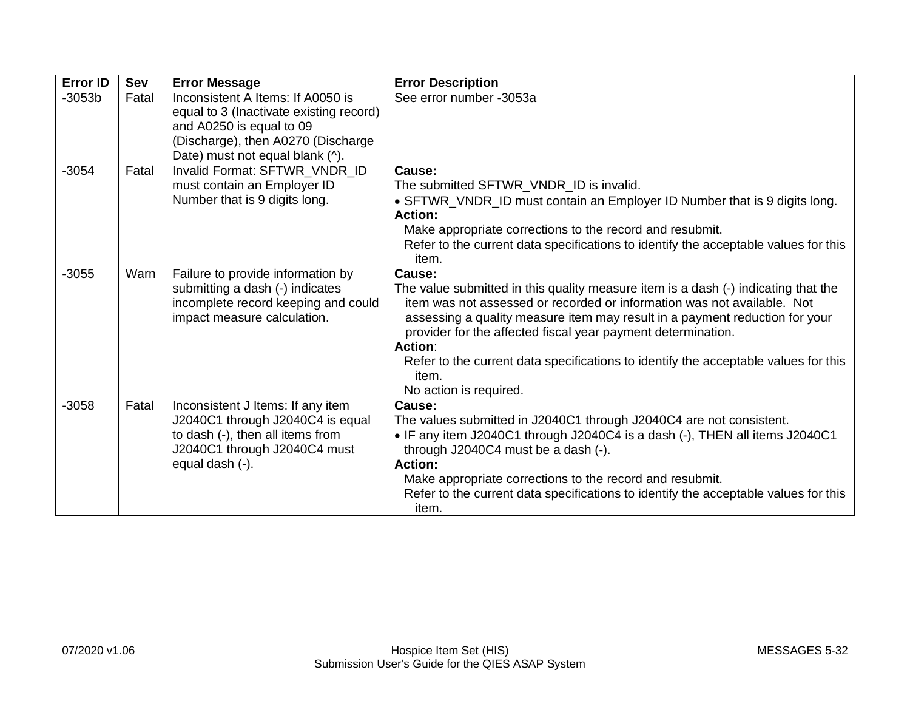| Error ID | Sev | Error Message | Error Description |
|---|---|---|---|
| -3053b | Fatal | Inconsistent A Items: If A0050 is equal to 3 (Inactivate existing record) and A0250 is equal to 09 (Discharge), then A0270 (Discharge Date) must not equal blank (^). | See error number -3053a |
| -3054 | Fatal | Invalid Format: SFTWR_VNDR_ID must contain an Employer ID Number that is 9 digits long. | **Cause:**<br>The submitted SFTWR_VNDR_ID is invalid.<br>• SFTWR_VNDR_ID must contain an Employer ID Number that is 9 digits long.<br>**Action:**<br>Make appropriate corrections to the record and resubmit.<br>Refer to the current data specifications to identify the acceptable values for this item. |
| -3055 | Warn | Failure to provide information by submitting a dash (-) indicates incomplete record keeping and could impact measure calculation. | **Cause:**<br>The value submitted in this quality measure item is a dash (-) indicating that the item was not assessed or recorded or information was not available. Not assessing a quality measure item may result in a payment reduction for your provider for the affected fiscal year payment determination.<br>**Action**:<br>Refer to the current data specifications to identify the acceptable values for this item.<br>No action is required. |
| -3058 | Fatal | Inconsistent J Items: If any item J2040C1 through J2040C4 is equal to dash (-), then all items from J2040C1 through J2040C4 must equal dash (-). | **Cause:**<br>The values submitted in J2040C1 through J2040C4 are not consistent.<br>• IF any item J2040C1 through J2040C4 is a dash (-), THEN all items J2040C1 through J2040C4 must be a dash (-).<br>**Action:**<br>Make appropriate corrections to the record and resubmit.<br>Refer to the current data specifications to identify the acceptable values for this item. |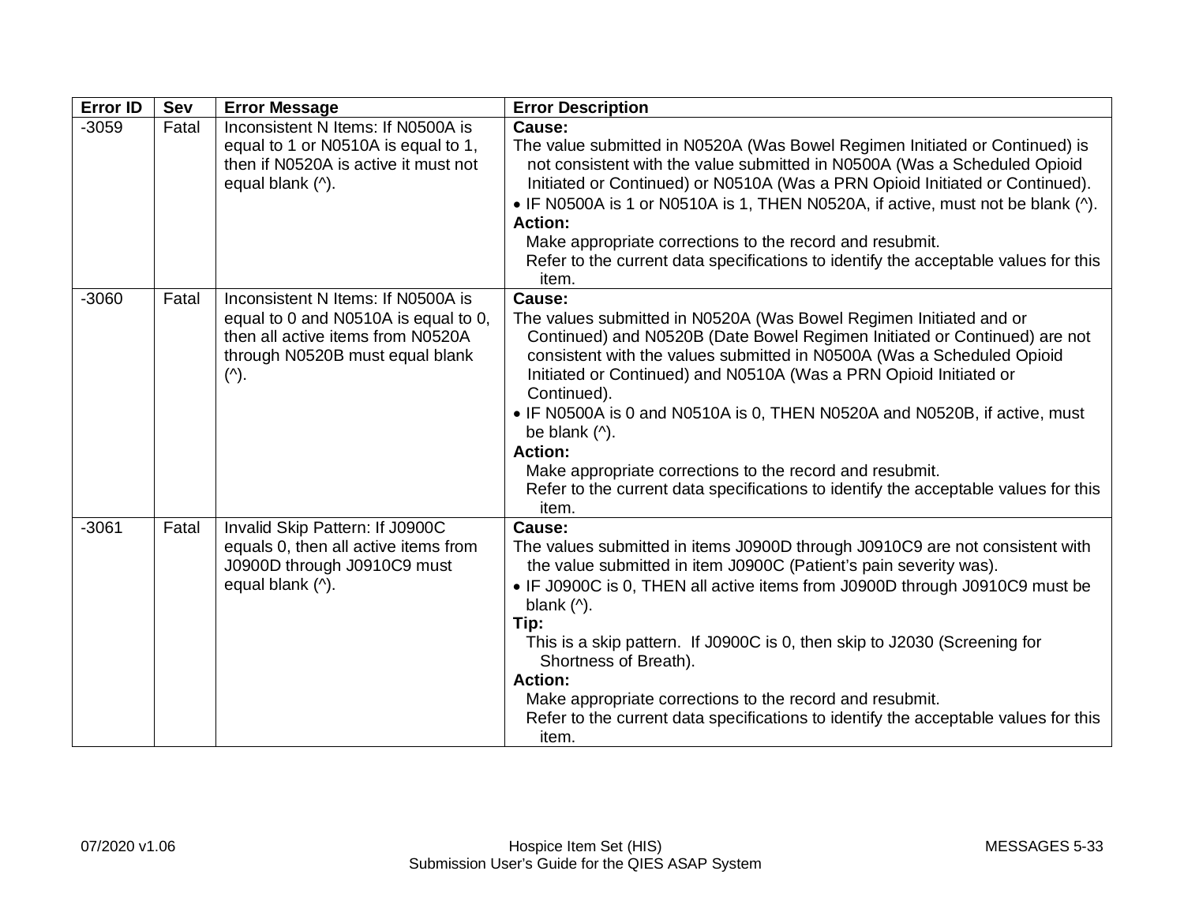| Error ID | Sev | Error Message | Error Description |
|---|---|---|---|
| -3059 | Fatal | Inconsistent N Items: If N0500A is equal to 1 or N0510A is equal to 1, then if N0520A is active it must not equal blank (^). | **Cause:**<br>The value submitted in N0520A (Was Bowel Regimen Initiated or Continued) is not consistent with the value submitted in N0500A (Was a Scheduled Opioid Initiated or Continued) or N0510A (Was a PRN Opioid Initiated or Continued).<br>• IF N0500A is 1 or N0510A is 1, THEN N0520A, if active, must not be blank (^).<br>**Action:**<br>Make appropriate corrections to the record and resubmit.<br>Refer to the current data specifications to identify the acceptable values for this item. |
| -3060 | Fatal | Inconsistent N Items: If N0500A is equal to 0 and N0510A is equal to 0, then all active items from N0520A through N0520B must equal blank (^). | **Cause:**<br>The values submitted in N0520A (Was Bowel Regimen Initiated and or Continued) and N0520B (Date Bowel Regimen Initiated or Continued) are not consistent with the values submitted in N0500A (Was a Scheduled Opioid Initiated or Continued) and N0510A (Was a PRN Opioid Initiated or Continued).<br>• IF N0500A is 0 and N0510A is 0, THEN N0520A and N0520B, if active, must be blank (^).<br>**Action:**<br>Make appropriate corrections to the record and resubmit.<br>Refer to the current data specifications to identify the acceptable values for this item. |
| -3061 | Fatal | Invalid Skip Pattern: If J0900C equals 0, then all active items from J0900D through J0910C9 must equal blank (^). | **Cause:**<br>The values submitted in items J0900D through J0910C9 are not consistent with the value submitted in item J0900C (Patient's pain severity was).<br>• IF J0900C is 0, THEN all active items from J0900D through J0910C9 must be blank (^).<br>**Tip:**<br>This is a skip pattern. If J0900C is 0, then skip to J2030 (Screening for Shortness of Breath).<br>**Action:**<br>Make appropriate corrections to the record and resubmit.<br>Refer to the current data specifications to identify the acceptable values for this item. |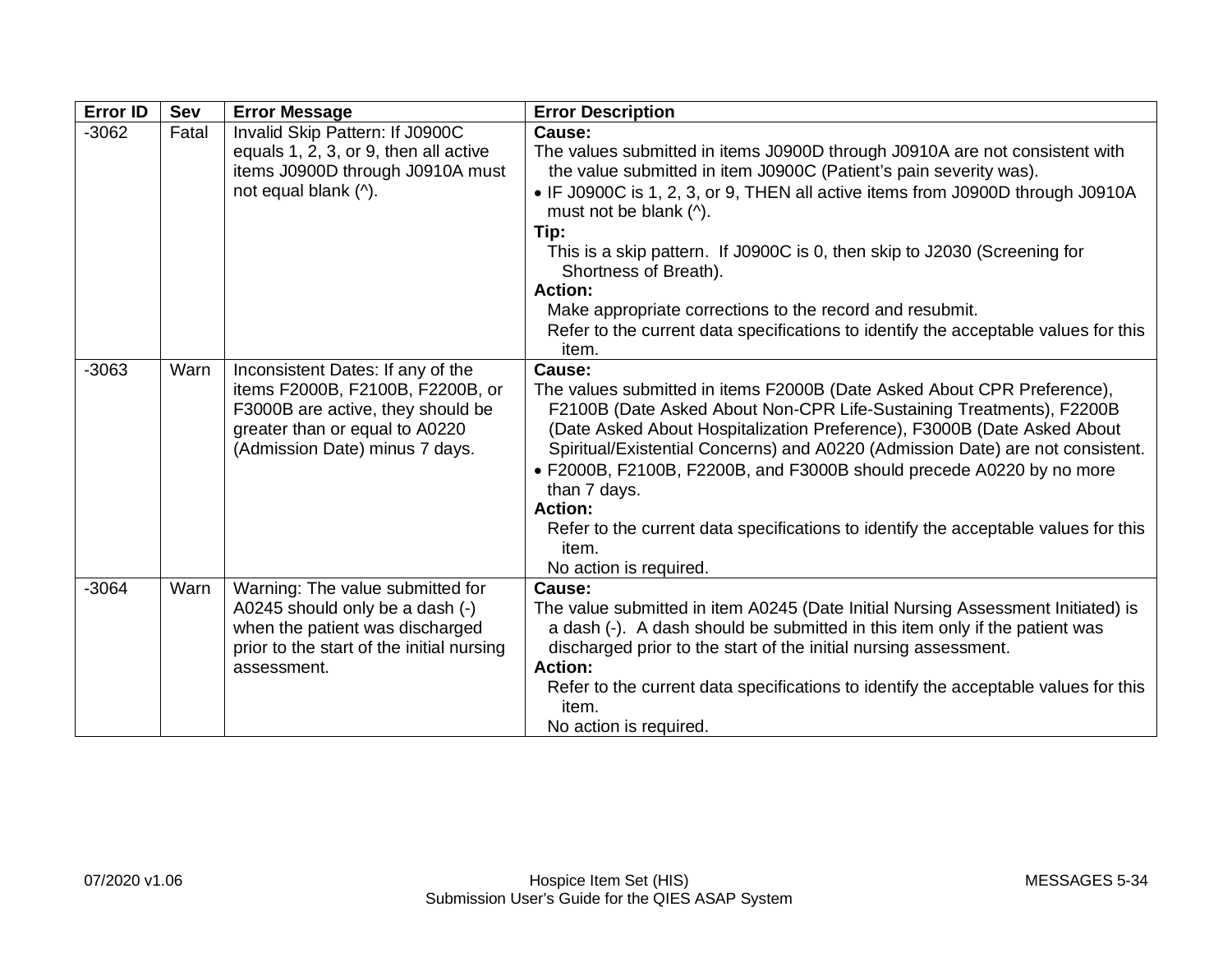| Error ID | Sev | Error Message | Error Description |
|---|---|---|---|
| -3062 | Fatal | Invalid Skip Pattern: If J0900C equals 1, 2, 3, or 9, then all active items J0900D through J0910A must not equal blank (^). | **Cause:**<br>The values submitted in items J0900D through J0910A are not consistent with the value submitted in item J0900C (Patient's pain severity was).<br>• IF J0900C is 1, 2, 3, or 9, THEN all active items from J0900D through J0910A must not be blank (^).<br>**Tip:**<br>This is a skip pattern. If J0900C is 0, then skip to J2030 (Screening for Shortness of Breath).<br>**Action:**<br>Make appropriate corrections to the record and resubmit.<br>Refer to the current data specifications to identify the acceptable values for this item. |
| -3063 | Warn | Inconsistent Dates: If any of the items F2000B, F2100B, F2200B, or F3000B are active, they should be greater than or equal to A0220 (Admission Date) minus 7 days. | **Cause:**<br>The values submitted in items F2000B (Date Asked About CPR Preference), F2100B (Date Asked About Non-CPR Life-Sustaining Treatments), F2200B (Date Asked About Hospitalization Preference), F3000B (Date Asked About Spiritual/Existential Concerns) and A0220 (Admission Date) are not consistent.<br>• F2000B, F2100B, F2200B, and F3000B should precede A0220 by no more than 7 days.<br>**Action:**<br>Refer to the current data specifications to identify the acceptable values for this item.<br>No action is required. |
| -3064 | Warn | Warning: The value submitted for A0245 should only be a dash (-) when the patient was discharged prior to the start of the initial nursing assessment. | **Cause:**<br>The value submitted in item A0245 (Date Initial Nursing Assessment Initiated) is a dash (-). A dash should be submitted in this item only if the patient was discharged prior to the start of the initial nursing assessment.<br>**Action:**<br>Refer to the current data specifications to identify the acceptable values for this item.<br>No action is required. |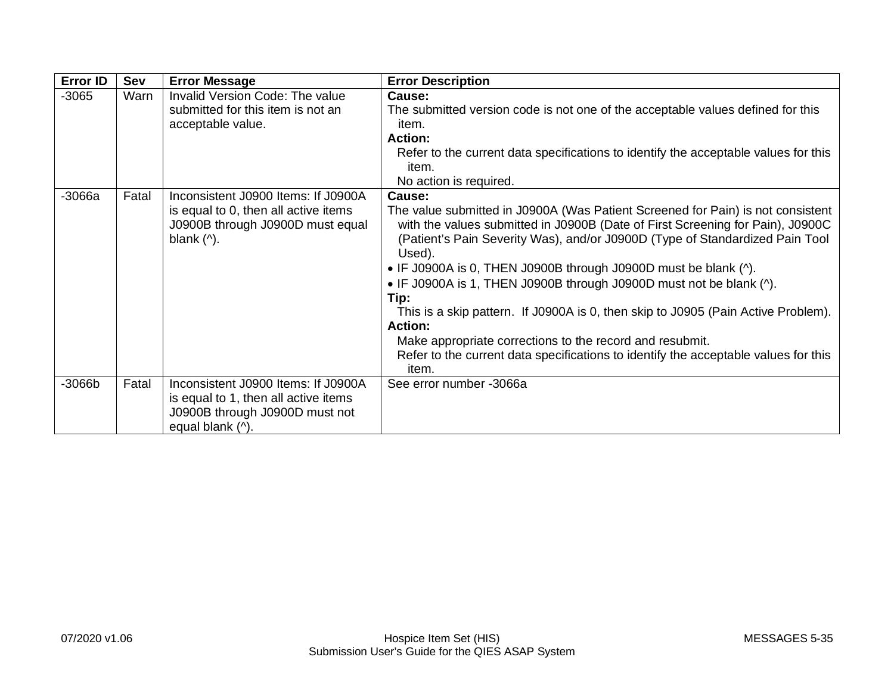| Error ID | Sev | Error Message | Error Description |
|---|---|---|---|
| -3065 | Warn | Invalid Version Code: The value submitted for this item is not an acceptable value. | **Cause:**<br>The submitted version code is not one of the acceptable values defined for this item.<br>**Action:**<br>Refer to the current data specifications to identify the acceptable values for this item.<br>No action is required. |
| -3066a | Fatal | Inconsistent J0900 Items: If J0900A is equal to 0, then all active items J0900B through J0900D must equal blank (^). | **Cause:**<br>The value submitted in J0900A (Was Patient Screened for Pain) is not consistent with the values submitted in J0900B (Date of First Screening for Pain), J0900C (Patient's Pain Severity Was), and/or J0900D (Type of Standardized Pain Tool Used).<br>• IF J0900A is 0, THEN J0900B through J0900D must be blank (^).<br>• IF J0900A is 1, THEN J0900B through J0900D must not be blank (^).<br>**Tip:**<br>This is a skip pattern. If J0900A is 0, then skip to J0905 (Pain Active Problem).<br>**Action:**<br>Make appropriate corrections to the record and resubmit.<br>Refer to the current data specifications to identify the acceptable values for this item. |
| -3066b | Fatal | Inconsistent J0900 Items: If J0900A is equal to 1, then all active items J0900B through J0900D must not equal blank (^). | See error number -3066a |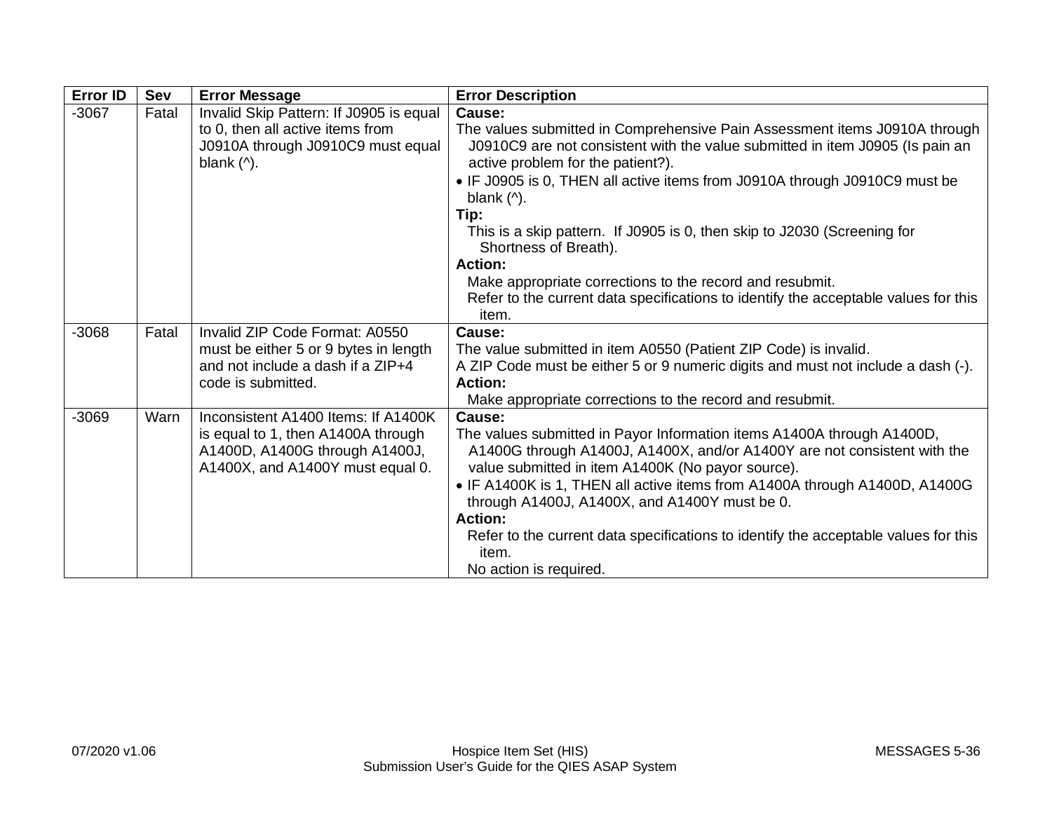| Error ID | Sev | Error Message | Error Description |
|---|---|---|---|
| -3067 | Fatal | Invalid Skip Pattern: If J0905 is equal to 0, then all active items from J0910A through J0910C9 must equal blank (^). | **Cause:**<br>The values submitted in Comprehensive Pain Assessment items J0910A through J0910C9 are not consistent with the value submitted in item J0905 (Is pain an active problem for the patient?).<br>• IF J0905 is 0, THEN all active items from J0910A through J0910C9 must be blank (^).<br>**Tip:**<br>This is a skip pattern. If J0905 is 0, then skip to J2030 (Screening for Shortness of Breath).<br>**Action:**<br>Make appropriate corrections to the record and resubmit.<br>Refer to the current data specifications to identify the acceptable values for this item. |
| -3068 | Fatal | Invalid ZIP Code Format: A0550 must be either 5 or 9 bytes in length and not include a dash if a ZIP+4 code is submitted. | **Cause:**<br>The value submitted in item A0550 (Patient ZIP Code) is invalid.<br>A ZIP Code must be either 5 or 9 numeric digits and must not include a dash (-).<br>**Action:**<br>Make appropriate corrections to the record and resubmit. |
| -3069 | Warn | Inconsistent A1400 Items: If A1400K is equal to 1, then A1400A through A1400D, A1400G through A1400J, A1400X, and A1400Y must equal 0. | **Cause:**<br>The values submitted in Payor Information items A1400A through A1400D, A1400G through A1400J, A1400X, and/or A1400Y are not consistent with the value submitted in item A1400K (No payor source).<br>• IF A1400K is 1, THEN all active items from A1400A through A1400D, A1400G through A1400J, A1400X, and A1400Y must be 0.<br>**Action:**<br>Refer to the current data specifications to identify the acceptable values for this item.<br>No action is required. |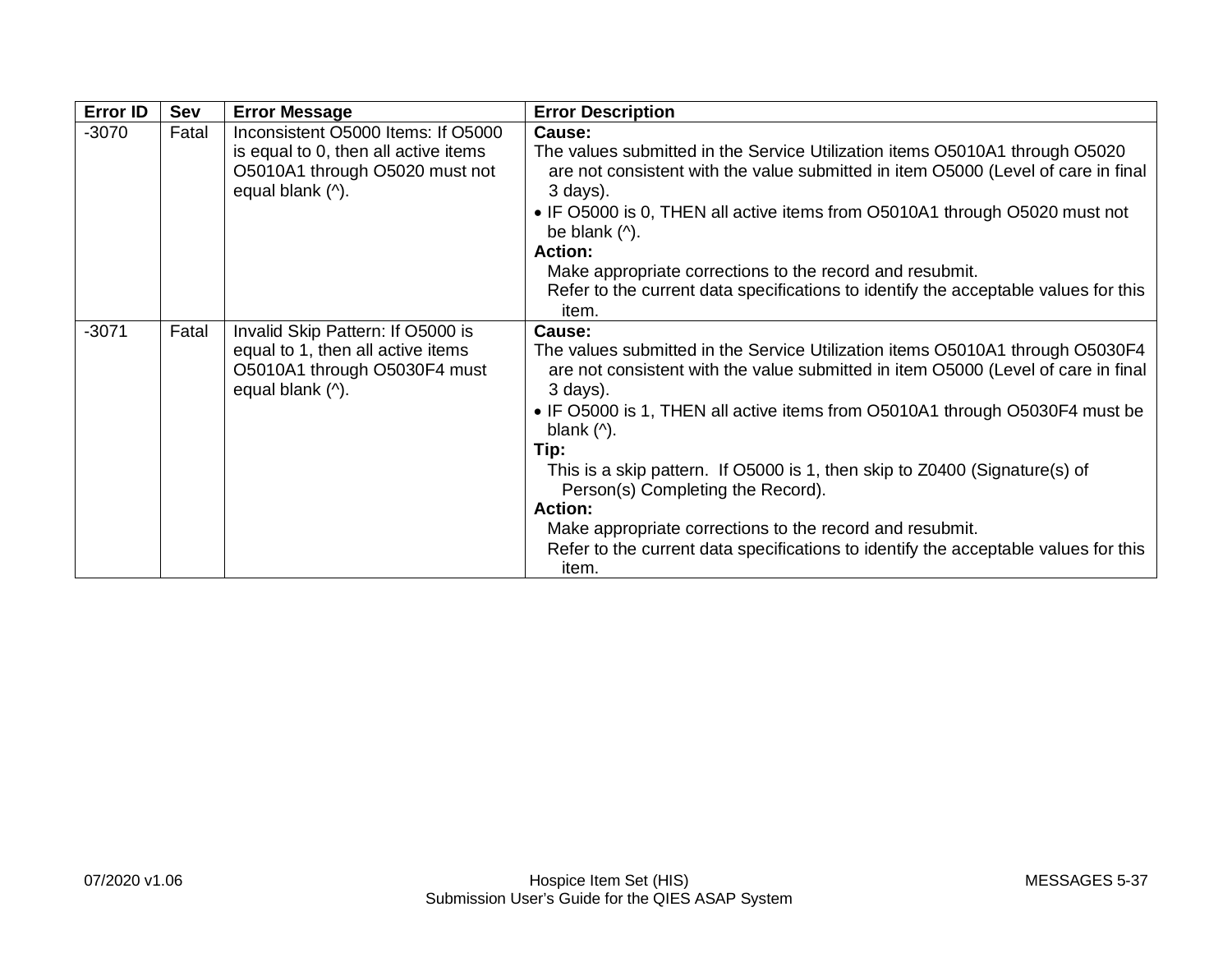| Error ID | Sev | Error Message | Error Description |
|---|---|---|---|
| -3070 | Fatal | Inconsistent O5000 Items: If O5000 is equal to 0, then all active items O5010A1 through O5020 must not equal blank (^). | **Cause:**<br>The values submitted in the Service Utilization items O5010A1 through O5020 are not consistent with the value submitted in item O5000 (Level of care in final 3 days).<br>• IF O5000 is 0, THEN all active items from O5010A1 through O5020 must not be blank (^).<br>**Action:**<br>Make appropriate corrections to the record and resubmit.<br>Refer to the current data specifications to identify the acceptable values for this item. |
| -3071 | Fatal | Invalid Skip Pattern: If O5000 is equal to 1, then all active items O5010A1 through O5030F4 must equal blank (^). | **Cause:**<br>The values submitted in the Service Utilization items O5010A1 through O5030F4 are not consistent with the value submitted in item O5000 (Level of care in final 3 days).<br>• IF O5000 is 1, THEN all active items from O5010A1 through O5030F4 must be blank (^).<br>**Tip:**<br>This is a skip pattern. If O5000 is 1, then skip to Z0400 (Signature(s) of Person(s) Completing the Record).<br>**Action:**<br>Make appropriate corrections to the record and resubmit.<br>Refer to the current data specifications to identify the acceptable values for this item. |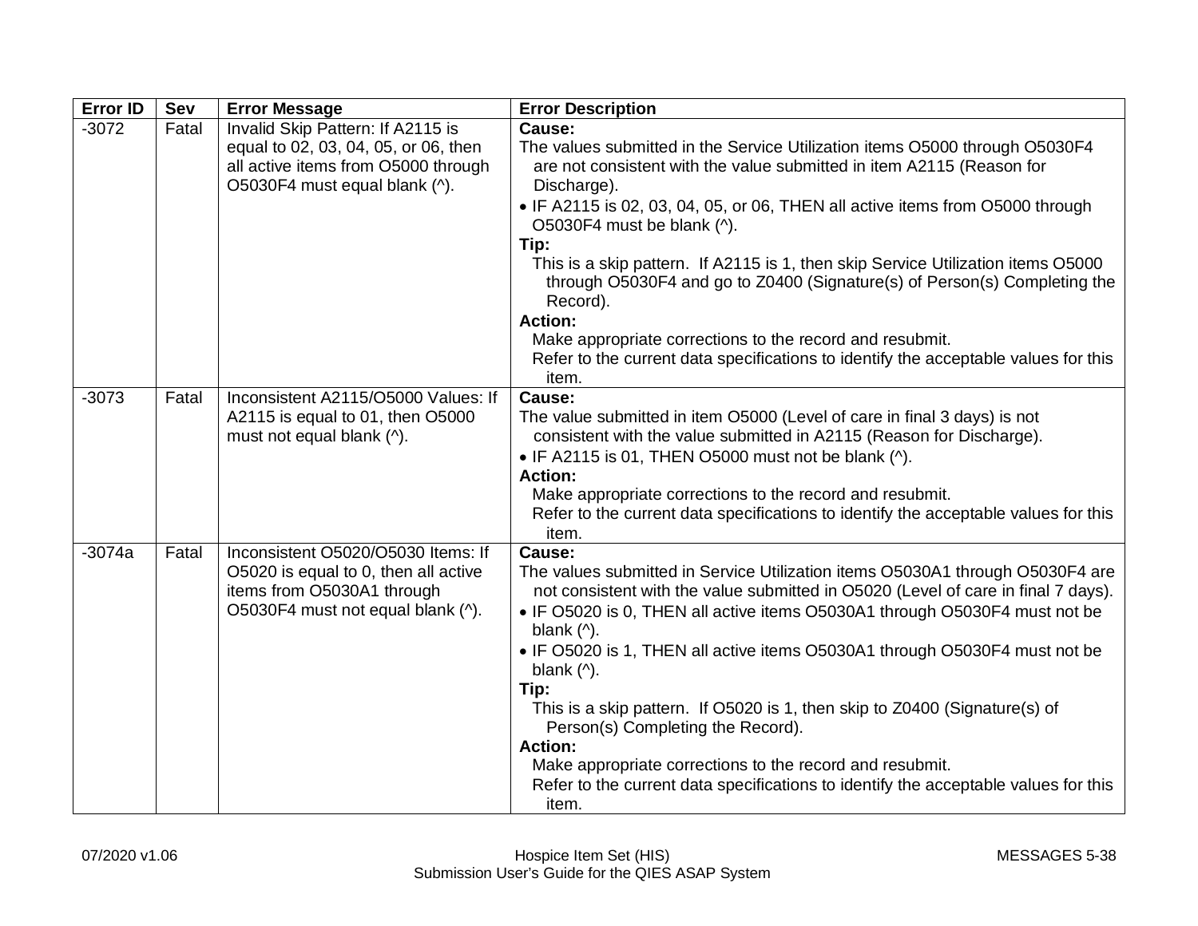| Error ID | Sev | Error Message | Error Description |
|---|---|---|---|
| -3072 | Fatal | Invalid Skip Pattern: If A2115 is equal to 02, 03, 04, 05, or 06, then all active items from O5000 through O5030F4 must equal blank (^). | **Cause:**<br>The values submitted in the Service Utilization items O5000 through O5030F4 are not consistent with the value submitted in item A2115 (Reason for Discharge).<br>• IF A2115 is 02, 03, 04, 05, or 06, THEN all active items from O5000 through O5030F4 must be blank (^).<br>**Tip:**<br>This is a skip pattern. If A2115 is 1, then skip Service Utilization items O5000 through O5030F4 and go to Z0400 (Signature(s) of Person(s) Completing the Record).<br>**Action:**<br>Make appropriate corrections to the record and resubmit.<br>Refer to the current data specifications to identify the acceptable values for this item. |
| -3073 | Fatal | Inconsistent A2115/O5000 Values: If A2115 is equal to 01, then O5000 must not equal blank (^). | **Cause:**<br>The value submitted in item O5000 (Level of care in final 3 days) is not consistent with the value submitted in A2115 (Reason for Discharge).<br>• IF A2115 is 01, THEN O5000 must not be blank (^).<br>**Action:**<br>Make appropriate corrections to the record and resubmit.<br>Refer to the current data specifications to identify the acceptable values for this item. |
| -3074a | Fatal | Inconsistent O5020/O5030 Items: If O5020 is equal to 0, then all active items from O5030A1 through O5030F4 must not equal blank (^). | **Cause:**<br>The values submitted in Service Utilization items O5030A1 through O5030F4 are not consistent with the value submitted in O5020 (Level of care in final 7 days).<br>• IF O5020 is 0, THEN all active items O5030A1 through O5030F4 must not be blank (^).<br>• IF O5020 is 1, THEN all active items O5030A1 through O5030F4 must not be blank (^).<br>**Tip:**<br>This is a skip pattern. If O5020 is 1, then skip to Z0400 (Signature(s) of Person(s) Completing the Record).<br>**Action:**<br>Make appropriate corrections to the record and resubmit.<br>Refer to the current data specifications to identify the acceptable values for this item. |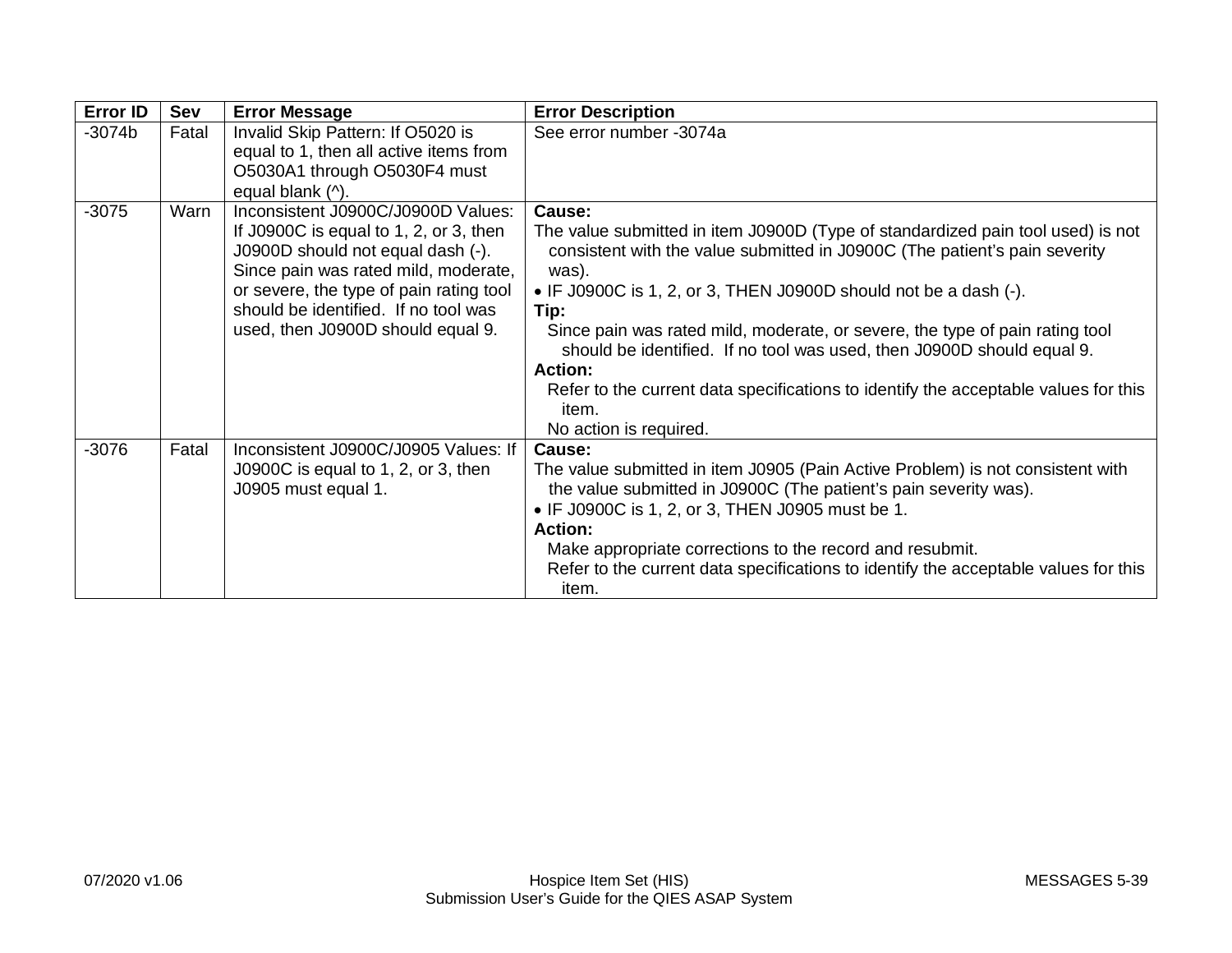| Error ID | Sev | Error Message | Error Description |
| --- | --- | --- | --- |
| -3074b | Fatal | Invalid Skip Pattern: If O5020 is equal to 1, then all active items from O5030A1 through O5030F4 must equal blank (^). | See error number -3074a |
| -3075 | Warn | Inconsistent J0900C/J0900D Values: If J0900C is equal to 1, 2, or 3, then J0900D should not equal dash (-). Since pain was rated mild, moderate, or severe, the type of pain rating tool should be identified. If no tool was used, then J0900D should equal 9. | **Cause:**<br>The value submitted in item J0900D (Type of standardized pain tool used) is not consistent with the value submitted in J0900C (The patient's pain severity was).<br>• IF J0900C is 1, 2, or 3, THEN J0900D should not be a dash (-).<br>**Tip:**<br>Since pain was rated mild, moderate, or severe, the type of pain rating tool should be identified. If no tool was used, then J0900D should equal 9.<br>**Action:**<br>Refer to the current data specifications to identify the acceptable values for this item.<br>No action is required. |
| -3076 | Fatal | Inconsistent J0900C/J0905 Values: If J0900C is equal to 1, 2, or 3, then J0905 must equal 1. | **Cause:**<br>The value submitted in item J0905 (Pain Active Problem) is not consistent with the value submitted in J0900C (The patient's pain severity was).<br>• IF J0900C is 1, 2, or 3, THEN J0905 must be 1.<br>**Action:**<br>Make appropriate corrections to the record and resubmit.<br>Refer to the current data specifications to identify the acceptable values for this item. |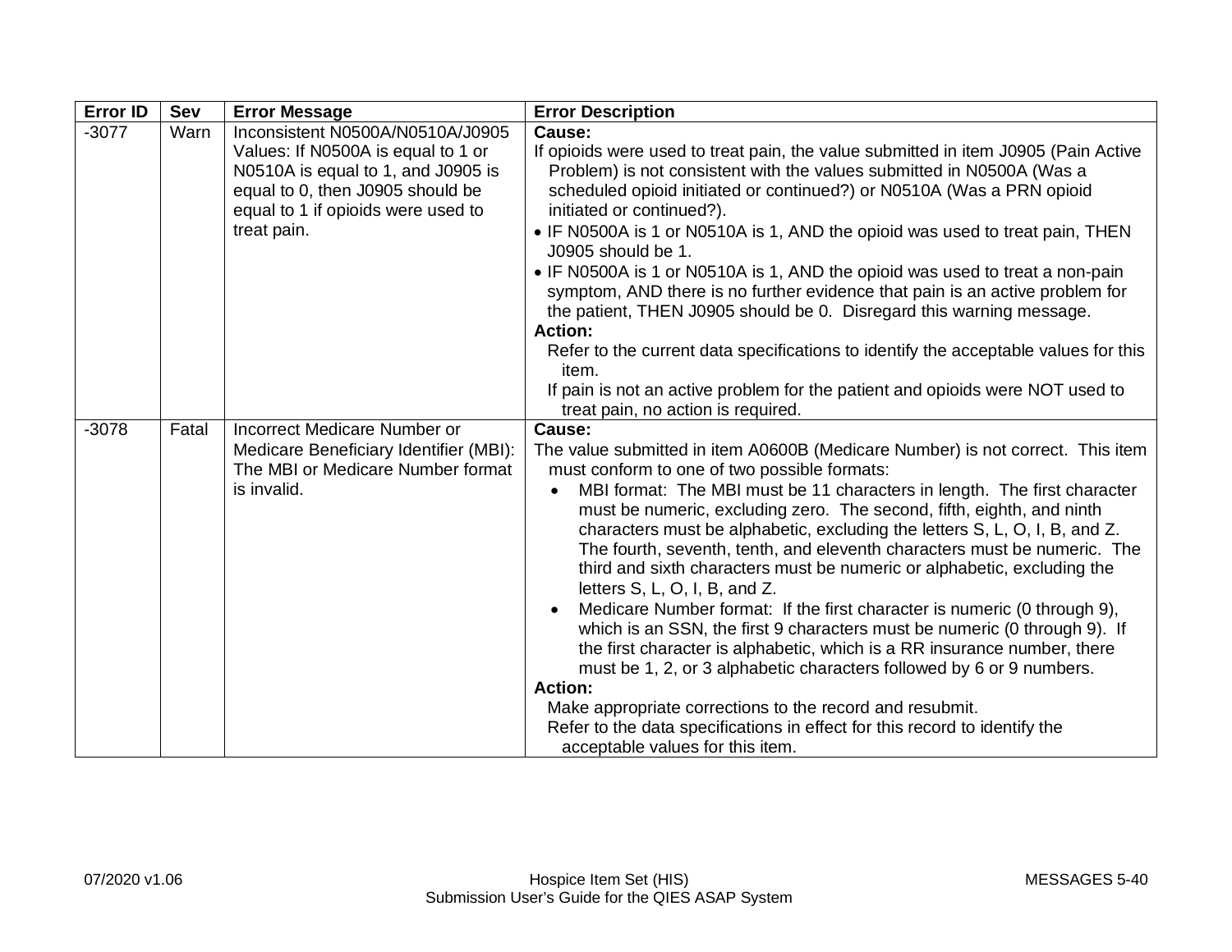| Error ID | Sev | Error Message | Error Description |
|---|---|---|---|
| -3077 | Warn | Inconsistent N0500A/N0510A/J0905 Values: If N0500A is equal to 1 or N0510A is equal to 1, and J0905 is equal to 0, then J0905 should be equal to 1 if opioids were used to treat pain. | **Cause:**<br>If opioids were used to treat pain, the value submitted in item J0905 (Pain Active Problem) is not consistent with the values submitted in N0500A (Was a scheduled opioid initiated or continued?) or N0510A (Was a PRN opioid initiated or continued?).<br>• IF N0500A is 1 or N0510A is 1, AND the opioid was used to treat pain, THEN J0905 should be 1.<br>• IF N0500A is 1 or N0510A is 1, AND the opioid was used to treat a non-pain symptom, AND there is no further evidence that pain is an active problem for the patient, THEN J0905 should be 0. Disregard this warning message.<br>**Action:**<br>Refer to the current data specifications to identify the acceptable values for this item.<br>If pain is not an active problem for the patient and opioids were NOT used to treat pain, no action is required. |
| -3078 | Fatal | Incorrect Medicare Number or Medicare Beneficiary Identifier (MBI): The MBI or Medicare Number format is invalid. | **Cause:**<br>The value submitted in item A0600B (Medicare Number) is not correct. This item must conform to one of two possible formats:<br>• MBI format: The MBI must be 11 characters in length. The first character must be numeric, excluding zero. The second, fifth, eighth, and ninth characters must be alphabetic, excluding the letters S, L, O, I, B, and Z. The fourth, seventh, tenth, and eleventh characters must be numeric. The third and sixth characters must be numeric or alphabetic, excluding the letters S, L, O, I, B, and Z.<br>• Medicare Number format: If the first character is numeric (0 through 9), which is an SSN, the first 9 characters must be numeric (0 through 9). If the first character is alphabetic, which is a RR insurance number, there must be 1, 2, or 3 alphabetic characters followed by 6 or 9 numbers.<br>**Action:**<br>Make appropriate corrections to the record and resubmit.<br>Refer to the data specifications in effect for this record to identify the acceptable values for this item. |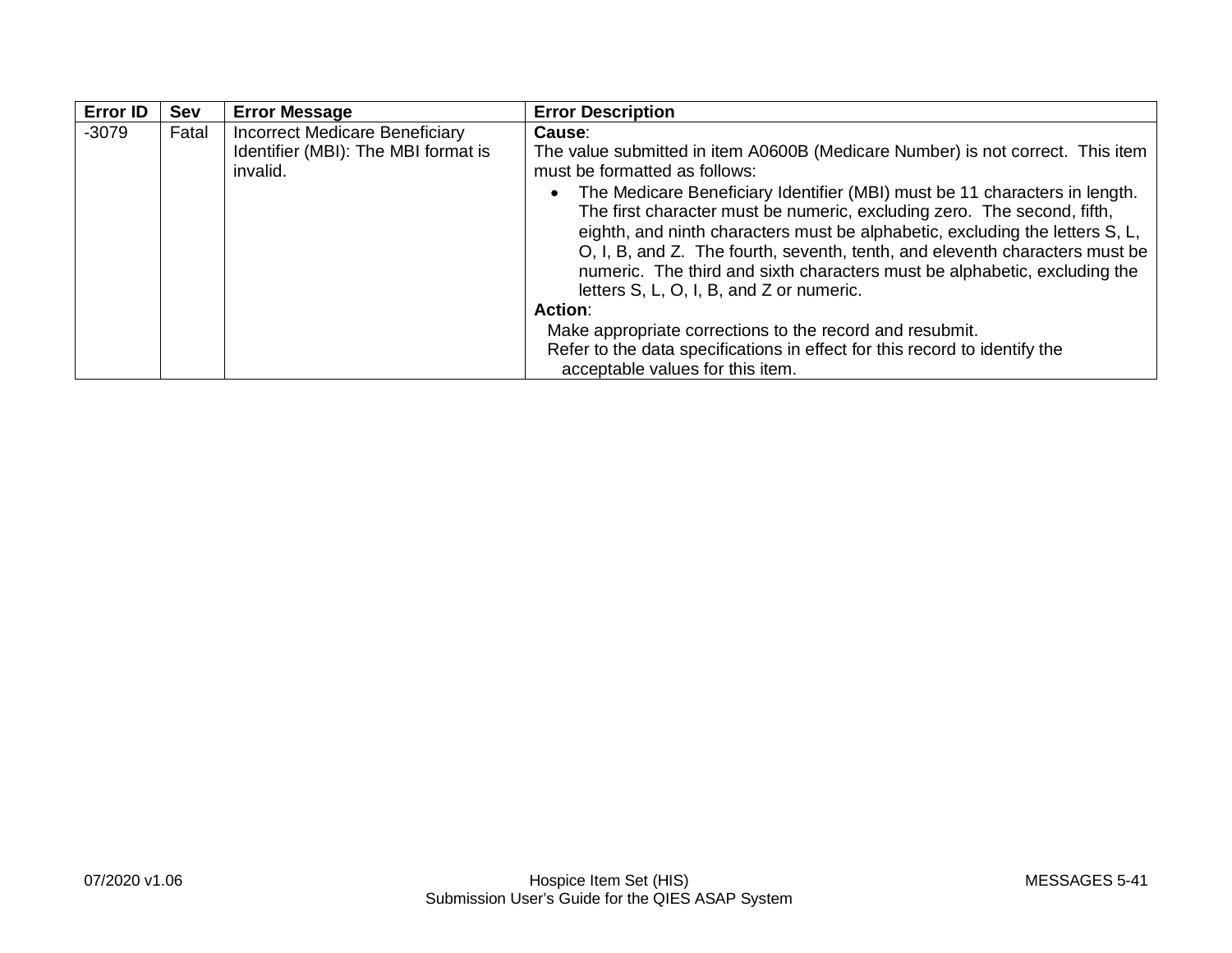| Error ID | Sev | Error Message | Error Description |
|---|---|---|---|
| -3079 | Fatal | Incorrect Medicare Beneficiary Identifier (MBI): The MBI format is invalid. | **Cause**:<br>The value submitted in item A0600B (Medicare Number) is not correct. This item must be formatted as follows:<br>• The Medicare Beneficiary Identifier (MBI) must be 11 characters in length. The first character must be numeric, excluding zero. The second, fifth, eighth, and ninth characters must be alphabetic, excluding the letters S, L, O, I, B, and Z. The fourth, seventh, tenth, and eleventh characters must be numeric. The third and sixth characters must be alphabetic, excluding the letters S, L, O, I, B, and Z or numeric.<br>**Action**:<br>Make appropriate corrections to the record and resubmit.<br>Refer to the data specifications in effect for this record to identify the acceptable values for this item. |